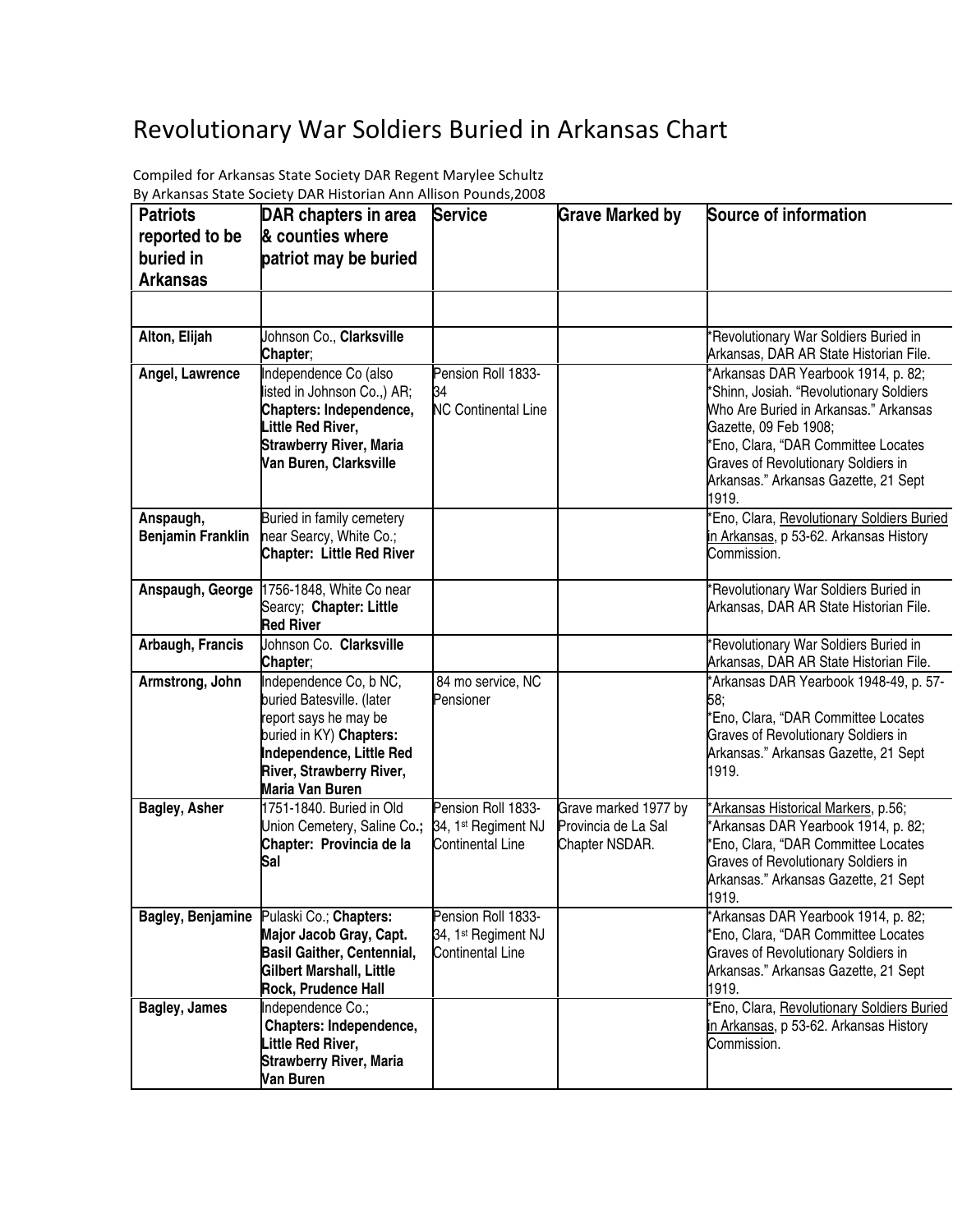# Revolutionary War Soldiers Buried in Arkansas Chart

Compiled for Arkansas State Society DAR Regent Marylee Schultz
By Arkansas State Society DAR Historian Ann Allison Pounds,2008

| Patriots reported to be buried in Arkansas | DAR chapters in area & counties where patriot may be buried | Service | Grave Marked by | Source of information |
|---|---|---|---|---|
| | | | | |
| **Alton, Elijah** | Johnson Co., **Clarksville Chapter**; | | | *Revolutionary War Soldiers Buried in Arkansas, DAR AR State Historian File. |
| **Angel, Lawrence** | Independence Co (also listed in Johnson Co.,) AR; **Chapters: Independence, Little Red River, Strawberry River, Maria Van Buren, Clarksville** | Pension Roll 1833-34 NC Continental Line | | *Arkansas DAR Yearbook 1914, p. 82; *Shinn, Josiah. "Revolutionary Soldiers Who Are Buried in Arkansas." Arkansas Gazette, 09 Feb 1908; *Eno, Clara, "DAR Committee Locates Graves of Revolutionary Soldiers in Arkansas." Arkansas Gazette, 21 Sept 1919. |
| **Anspaugh, Benjamin Franklin** | Buried in family cemetery near Searcy, White Co.; **Chapter: Little Red River** | | | *Eno, Clara, Revolutionary Soldiers Buried in Arkansas, p 53-62. Arkansas History Commission. |
| **Anspaugh, George** | 1756-1848, White Co near Searcy; **Chapter: Little Red River** | | | *Revolutionary War Soldiers Buried in Arkansas, DAR AR State Historian File. |
| **Arbaugh, Francis** | Johnson Co. **Clarksville Chapter**; | | | *Revolutionary War Soldiers Buried in Arkansas, DAR AR State Historian File. |
| **Armstrong, John** | Independence Co, b NC, buried Batesville. (later report says he may be buried in KY) **Chapters: Independence, Little Red River, Strawberry River, Maria Van Buren** | 84 mo service, NC Pensioner | | *Arkansas DAR Yearbook 1948-49, p. 57-58; *Eno, Clara, "DAR Committee Locates Graves of Revolutionary Soldiers in Arkansas." Arkansas Gazette, 21 Sept 1919. |
| **Bagley, Asher** | 1751-1840. Buried in Old Union Cemetery, Saline Co.; **Chapter: Provincia de la Sal** | Pension Roll 1833-34, 1st Regiment NJ Continental Line | Grave marked 1977 by Provincia de La Sal Chapter NSDAR. | *Arkansas Historical Markers, p.56; *Arkansas DAR Yearbook 1914, p. 82; *Eno, Clara, "DAR Committee Locates Graves of Revolutionary Soldiers in Arkansas." Arkansas Gazette, 21 Sept 1919. |
| **Bagley, Benjamine** | Pulaski Co.; **Chapters: Major Jacob Gray, Capt. Basil Gaither, Centennial, Gilbert Marshall, Little Rock, Prudence Hall** | Pension Roll 1833-34, 1st Regiment NJ Continental Line | | *Arkansas DAR Yearbook 1914, p. 82; *Eno, Clara, "DAR Committee Locates Graves of Revolutionary Soldiers in Arkansas." Arkansas Gazette, 21 Sept 1919. |
| **Bagley, James** | Independence Co.; **Chapters: Independence, Little Red River, Strawberry River, Maria Van Buren** | | | *Eno, Clara, Revolutionary Soldiers Buried in Arkansas, p 53-62. Arkansas History Commission. |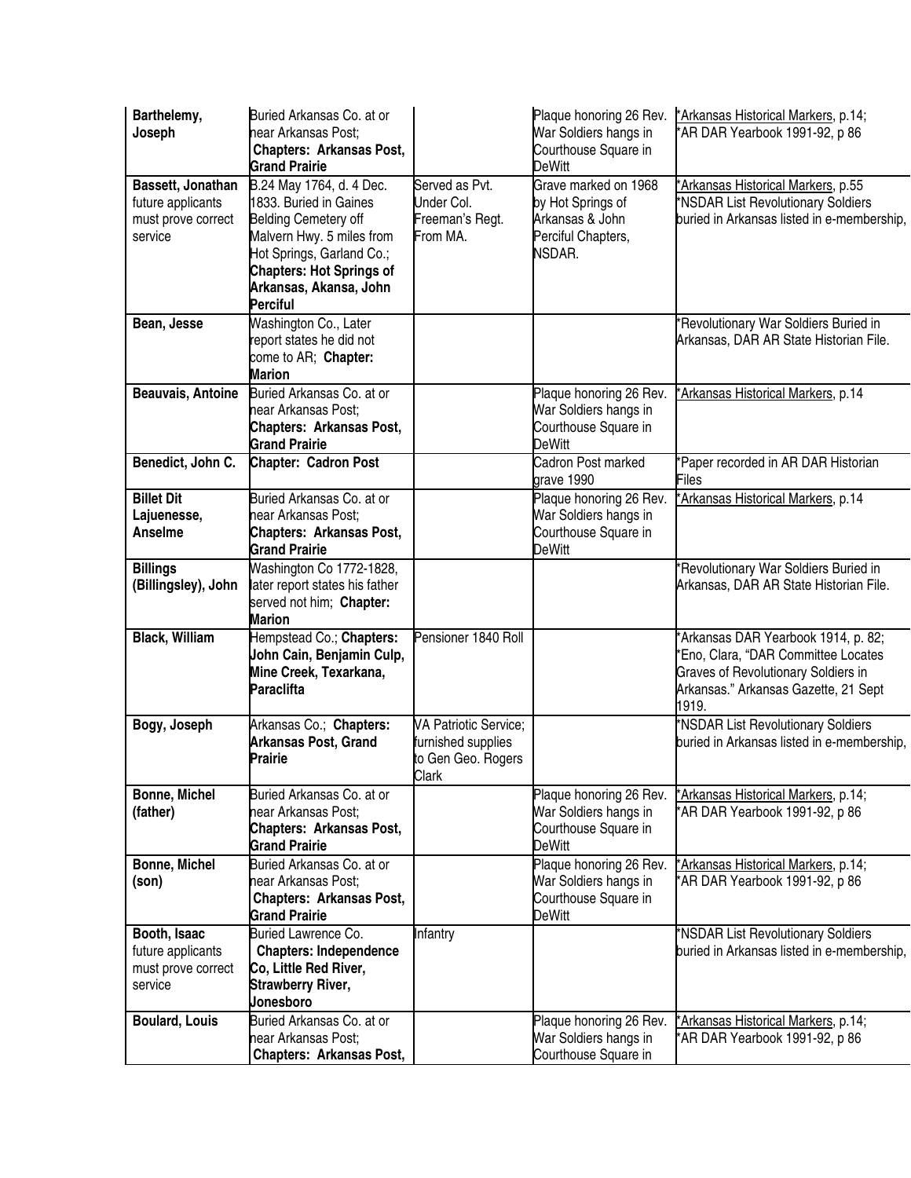| | | | | |
|---|---|---|---|---|
| **Barthelemy, Joseph** | Buried Arkansas Co. at or near Arkansas Post; **Chapters: Arkansas Post, Grand Prairie** | | Plaque honoring 26 Rev. War Soldiers hangs in Courthouse Square in DeWitt | *Arkansas Historical Markers, p.14; *AR DAR Yearbook 1991-92, p 86 |
| **Bassett, Jonathan** future applicants must prove correct service | B.24 May 1764, d. 4 Dec. 1833. Buried in Gaines Belding Cemetery off Malvern Hwy. 5 miles from Hot Springs, Garland Co.; **Chapters: Hot Springs of Arkansas, Akansa, John Perciful** | Served as Pvt. Under Col. Freeman's Regt. From MA. | Grave marked on 1968 by Hot Springs of Arkansas & John Perciful Chapters, NSDAR. | *Arkansas Historical Markers, p.55 *NSDAR List Revolutionary Soldiers buried in Arkansas listed in e-membership, |
| **Bean, Jesse** | Washington Co., Later report states he did not come to AR; **Chapter: Marion** | | | *Revolutionary War Soldiers Buried in Arkansas, DAR AR State Historian File. |
| **Beauvais, Antoine** | Buried Arkansas Co. at or near Arkansas Post; **Chapters: Arkansas Post, Grand Prairie** | | Plaque honoring 26 Rev. War Soldiers hangs in Courthouse Square in DeWitt | *Arkansas Historical Markers, p.14 |
| **Benedict, John C.** | **Chapter: Cadron Post** | | Cadron Post marked grave 1990 | *Paper recorded in AR DAR Historian Files |
| **Billet Dit Lajuenesse, Anselme** | Buried Arkansas Co. at or near Arkansas Post; **Chapters: Arkansas Post, Grand Prairie** | | Plaque honoring 26 Rev. War Soldiers hangs in Courthouse Square in DeWitt | *Arkansas Historical Markers, p.14 |
| **Billings (Billingsley), John** | Washington Co 1772-1828, later report states his father served not him; **Chapter: Marion** | | | *Revolutionary War Soldiers Buried in Arkansas, DAR AR State Historian File. |
| **Black, William** | Hempstead Co.; **Chapters: John Cain, Benjamin Culp, Mine Creek, Texarkana, Paraclifta** | Pensioner 1840 Roll | | *Arkansas DAR Yearbook 1914, p. 82; *Eno, Clara, "DAR Committee Locates Graves of Revolutionary Soldiers in Arkansas." Arkansas Gazette, 21 Sept 1919. |
| **Bogy, Joseph** | Arkansas Co.; **Chapters: Arkansas Post, Grand Prairie** | VA Patriotic Service; furnished supplies to Gen Geo. Rogers Clark | | *NSDAR List Revolutionary Soldiers buried in Arkansas listed in e-membership, |
| **Bonne, Michel (father)** | Buried Arkansas Co. at or near Arkansas Post; **Chapters: Arkansas Post, Grand Prairie** | | Plaque honoring 26 Rev. War Soldiers hangs in Courthouse Square in DeWitt | *Arkansas Historical Markers, p.14; *AR DAR Yearbook 1991-92, p 86 |
| **Bonne, Michel (son)** | Buried Arkansas Co. at or near Arkansas Post; **Chapters: Arkansas Post, Grand Prairie** | | Plaque honoring 26 Rev. War Soldiers hangs in Courthouse Square in DeWitt | *Arkansas Historical Markers, p.14; *AR DAR Yearbook 1991-92, p 86 |
| **Booth, Isaac** future applicants must prove correct service | Buried Lawrence Co. **Chapters: Independence Co, Little Red River, Strawberry River, Jonesboro** | Infantry | | *NSDAR List Revolutionary Soldiers buried in Arkansas listed in e-membership, |
| **Boulard, Louis** | Buried Arkansas Co. at or near Arkansas Post; **Chapters: Arkansas Post,** | | Plaque honoring 26 Rev. War Soldiers hangs in Courthouse Square in | *Arkansas Historical Markers, p.14; *AR DAR Yearbook 1991-92, p 86 |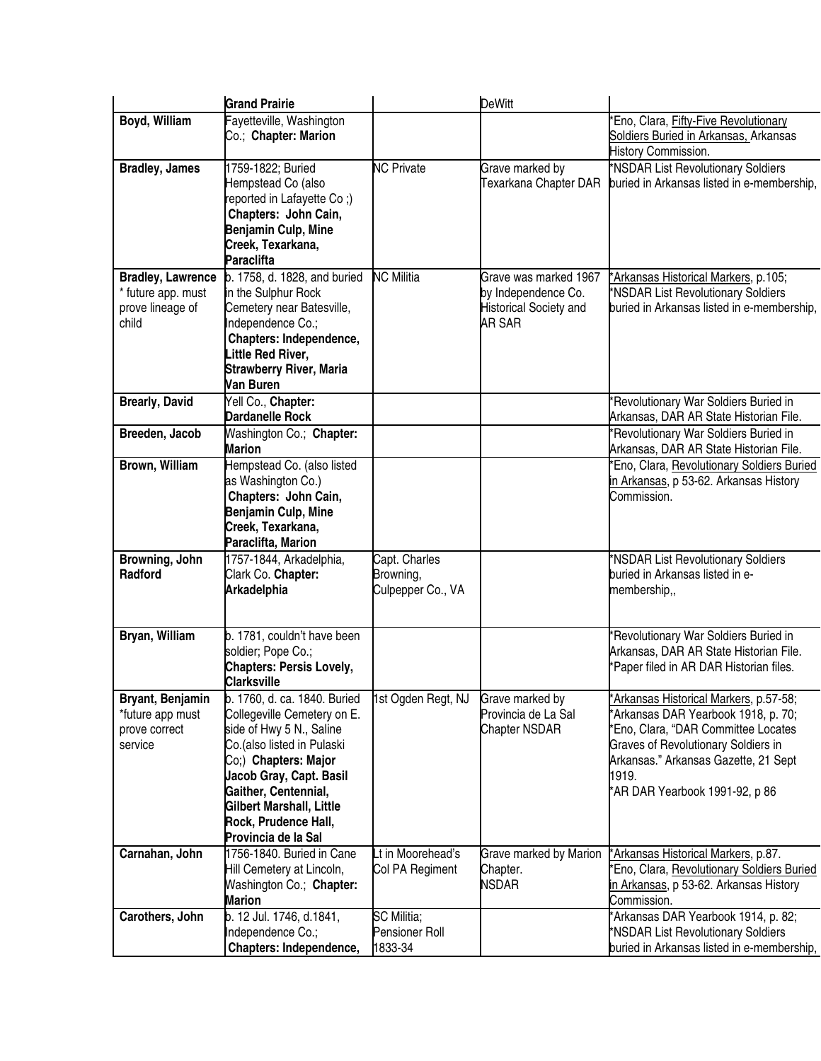| | | | | |
|---|---|---|---|---|
| | **Grand Prairie** | | DeWitt | |
| **Boyd, William** | Fayetteville, Washington Co.; **Chapter: Marion** | | | *Eno, Clara, Fifty-Five Revolutionary Soldiers Buried in Arkansas, Arkansas History Commission. |
| **Bradley, James** | 1759-1822; Buried Hempstead Co (also reported in Lafayette Co ;) **Chapters: John Cain, Benjamin Culp, Mine Creek, Texarkana, Paraclifta** | NC Private | Grave marked by Texarkana Chapter DAR | *NSDAR List Revolutionary Soldiers buried in Arkansas listed in e-membership, |
| **Bradley, Lawrence** * future app. must prove lineage of child | b. 1758, d. 1828, and buried in the Sulphur Rock Cemetery near Batesville, Independence Co.; **Chapters: Independence, Little Red River, Strawberry River, Maria Van Buren** | NC Militia | Grave was marked 1967 by Independence Co. Historical Society and AR SAR | *Arkansas Historical Markers, p.105; *NSDAR List Revolutionary Soldiers buried in Arkansas listed in e-membership, |
| **Brearly, David** | Yell Co., **Chapter: Dardanelle Rock** | | | *Revolutionary War Soldiers Buried in Arkansas, DAR AR State Historian File. |
| **Breeden, Jacob** | Washington Co.; **Chapter: Marion** | | | *Revolutionary War Soldiers Buried in Arkansas, DAR AR State Historian File. |
| **Brown, William** | Hempstead Co. (also listed as Washington Co.) **Chapters: John Cain, Benjamin Culp, Mine Creek, Texarkana, Paraclifta, Marion** | | | *Eno, Clara, Revolutionary Soldiers Buried in Arkansas, p 53-62. Arkansas History Commission. |
| **Browning, John Radford** | 1757-1844, Arkadelphia, Clark Co. **Chapter: Arkadelphia** | Capt. Charles Browning, Culpepper Co., VA | | *NSDAR List Revolutionary Soldiers buried in Arkansas listed in e-membership,, |
| **Bryan, William** | b. 1781, couldn't have been soldier; Pope Co.; **Chapters: Persis Lovely, Clarksville** | | | *Revolutionary War Soldiers Buried in Arkansas, DAR AR State Historian File. *Paper filed in AR DAR Historian files. |
| **Bryant, Benjamin** *future app must prove correct service | b. 1760, d. ca. 1840. Buried Collegeville Cemetery on E. side of Hwy 5 N., Saline Co.(also listed in Pulaski Co;) **Chapters: Major Jacob Gray, Capt. Basil Gaither, Centennial, Gilbert Marshall, Little Rock, Prudence Hall, Provincia de la Sal** | 1st Ogden Regt, NJ | Grave marked by Provincia de La Sal Chapter NSDAR | *Arkansas Historical Markers, p.57-58; *Arkansas DAR Yearbook 1918, p. 70; *Eno, Clara, "DAR Committee Locates Graves of Revolutionary Soldiers in Arkansas." Arkansas Gazette, 21 Sept 1919. *AR DAR Yearbook 1991-92, p 86 |
| **Carnahan, John** | 1756-1840. Buried in Cane Hill Cemetery at Lincoln, Washington Co.; **Chapter: Marion** | Lt in Moorehead's Col PA Regiment | Grave marked by Marion Chapter. NSDAR | *Arkansas Historical Markers, p.87. *Eno, Clara, Revolutionary Soldiers Buried in Arkansas, p 53-62. Arkansas History Commission. |
| **Carothers, John** | b. 12 Jul. 1746, d.1841, Independence Co.; **Chapters: Independence,** | SC Militia; Pensioner Roll 1833-34 | | *Arkansas DAR Yearbook 1914, p. 82; *NSDAR List Revolutionary Soldiers buried in Arkansas listed in e-membership, |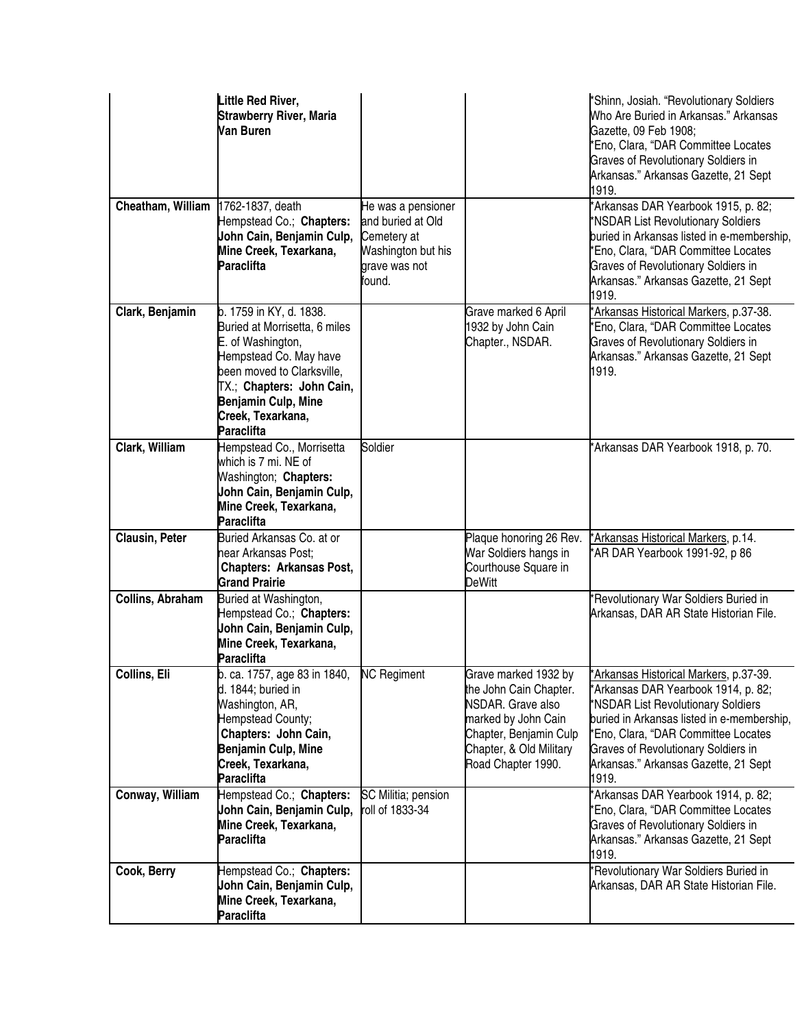| | | | | |
|---|---|---|---|---|
| | **Little Red River, Strawberry River, Maria Van Buren** | | | *Shinn, Josiah. "Revolutionary Soldiers Who Are Buried in Arkansas." Arkansas Gazette, 09 Feb 1908;<br>*Eno, Clara, "DAR Committee Locates Graves of Revolutionary Soldiers in Arkansas." Arkansas Gazette, 21 Sept 1919. |
| **Cheatham, William** | 1762-1837, death Hempstead Co.; **Chapters: John Cain, Benjamin Culp, Mine Creek, Texarkana, Paraclifta** | He was a pensioner and buried at Old Cemetery at Washington but his grave was not found. | | *Arkansas DAR Yearbook 1915, p. 82;<br>*NSDAR List Revolutionary Soldiers buried in Arkansas listed in e-membership,<br>*Eno, Clara, "DAR Committee Locates Graves of Revolutionary Soldiers in Arkansas." Arkansas Gazette, 21 Sept 1919. |
| **Clark, Benjamin** | b. 1759 in KY, d. 1838. Buried at Morrisetta, 6 miles E. of Washington, Hempstead Co. May have been moved to Clarksville, TX.; **Chapters: John Cain, Benjamin Culp, Mine Creek, Texarkana, Paraclifta** | | Grave marked 6 April 1932 by John Cain Chapter., NSDAR. | *Arkansas Historical Markers, p.37-38.<br>*Eno, Clara, "DAR Committee Locates Graves of Revolutionary Soldiers in Arkansas." Arkansas Gazette, 21 Sept 1919. |
| **Clark, William** | Hempstead Co., Morrisetta which is 7 mi. NE of Washington; **Chapters: John Cain, Benjamin Culp, Mine Creek, Texarkana, Paraclifta** | Soldier | | *Arkansas DAR Yearbook 1918, p. 70. |
| **Clausin, Peter** | Buried Arkansas Co. at or near Arkansas Post; **Chapters: Arkansas Post, Grand Prairie** | | Plaque honoring 26 Rev. War Soldiers hangs in Courthouse Square in DeWitt | *Arkansas Historical Markers, p.14.<br>*AR DAR Yearbook 1991-92, p 86 |
| **Collins, Abraham** | Buried at Washington, Hempstead Co.; **Chapters: John Cain, Benjamin Culp, Mine Creek, Texarkana, Paraclifta** | | | *Revolutionary War Soldiers Buried in Arkansas, DAR AR State Historian File. |
| **Collins, Eli** | b. ca. 1757, age 83 in 1840, d. 1844; buried in Washington, AR, Hempstead County; **Chapters: John Cain, Benjamin Culp, Mine Creek, Texarkana, Paraclifta** | NC Regiment | Grave marked 1932 by the John Cain Chapter. NSDAR. Grave also marked by John Cain Chapter, Benjamin Culp Chapter, & Old Military Road Chapter 1990. | *Arkansas Historical Markers, p.37-39.<br>*Arkansas DAR Yearbook 1914, p. 82;<br>*NSDAR List Revolutionary Soldiers buried in Arkansas listed in e-membership,<br>*Eno, Clara, "DAR Committee Locates Graves of Revolutionary Soldiers in Arkansas." Arkansas Gazette, 21 Sept 1919. |
| **Conway, William** | Hempstead Co.; **Chapters: John Cain, Benjamin Culp, Mine Creek, Texarkana, Paraclifta** | SC Militia; pension roll of 1833-34 | | *Arkansas DAR Yearbook 1914, p. 82;<br>*Eno, Clara, "DAR Committee Locates Graves of Revolutionary Soldiers in Arkansas." Arkansas Gazette, 21 Sept 1919. |
| **Cook, Berry** | Hempstead Co.; **Chapters: John Cain, Benjamin Culp, Mine Creek, Texarkana, Paraclifta** | | | *Revolutionary War Soldiers Buried in Arkansas, DAR AR State Historian File. |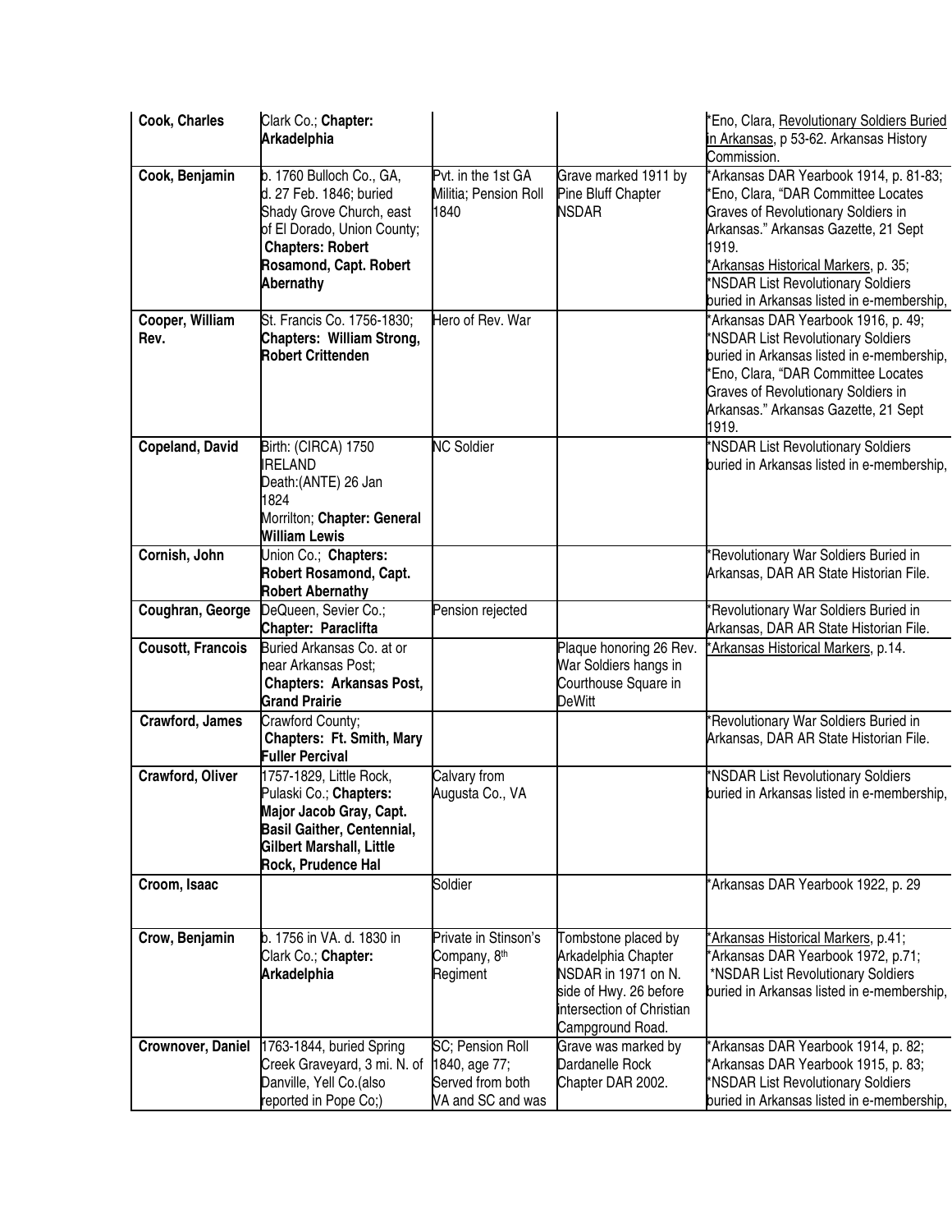| Cook, Charles | Clark Co.; **Chapter: Arkadelphia** | | | *Eno, Clara, Revolutionary Soldiers Buried in Arkansas, p 53-62. Arkansas History Commission. |
|---|---|---|---|---|
| **Cook, Benjamin** | b. 1760 Bulloch Co., GA, d. 27 Feb. 1846; buried Shady Grove Church, east of El Dorado, Union County; **Chapters: Robert Rosamond, Capt. Robert Abernathy** | Pvt. in the 1st GA Militia; Pension Roll 1840 | Grave marked 1911 by Pine Bluff Chapter NSDAR | *Arkansas DAR Yearbook 1914, p. 81-83; *Eno, Clara, "DAR Committee Locates Graves of Revolutionary Soldiers in Arkansas." Arkansas Gazette, 21 Sept 1919. *Arkansas Historical Markers, p. 35; *NSDAR List Revolutionary Soldiers buried in Arkansas listed in e-membership, |
| **Cooper, William Rev.** | St. Francis Co. 1756-1830; **Chapters: William Strong, Robert Crittenden** | Hero of Rev. War | | *Arkansas DAR Yearbook 1916, p. 49; *NSDAR List Revolutionary Soldiers buried in Arkansas listed in e-membership, *Eno, Clara, "DAR Committee Locates Graves of Revolutionary Soldiers in Arkansas." Arkansas Gazette, 21 Sept 1919. |
| **Copeland, David** | Birth: (CIRCA) 1750 IRELAND Death:(ANTE) 26 Jan 1824 Morrilton; **Chapter: General William Lewis** | NC Soldier | | *NSDAR List Revolutionary Soldiers buried in Arkansas listed in e-membership, |
| **Cornish, John** | Union Co.; **Chapters: Robert Rosamond, Capt. Robert Abernathy** | | | *Revolutionary War Soldiers Buried in Arkansas, DAR AR State Historian File. |
| **Coughran, George** | DeQueen, Sevier Co.; **Chapter: Paraclifta** | Pension rejected | | *Revolutionary War Soldiers Buried in Arkansas, DAR AR State Historian File. |
| **Cousott, Francois** | Buried Arkansas Co. at or near Arkansas Post; **Chapters: Arkansas Post, Grand Prairie** | | Plaque honoring 26 Rev. War Soldiers hangs in Courthouse Square in DeWitt | *Arkansas Historical Markers, p.14. |
| **Crawford, James** | Crawford County; **Chapters: Ft. Smith, Mary Fuller Percival** | | | *Revolutionary War Soldiers Buried in Arkansas, DAR AR State Historian File. |
| **Crawford, Oliver** | 1757-1829, Little Rock, Pulaski Co.; **Chapters: Major Jacob Gray, Capt. Basil Gaither, Centennial, Gilbert Marshall, Little Rock, Prudence Hal** | Calvary from Augusta Co., VA | | *NSDAR List Revolutionary Soldiers buried in Arkansas listed in e-membership, |
| **Croom, Isaac** | | Soldier | | *Arkansas DAR Yearbook 1922, p. 29 |
| **Crow, Benjamin** | b. 1756 in VA. d. 1830 in Clark Co.; **Chapter: Arkadelphia** | Private in Stinson's Company, 8th Regiment | Tombstone placed by Arkadelphia Chapter NSDAR in 1971 on N. side of Hwy. 26 before intersection of Christian Campground Road. | *Arkansas Historical Markers, p.41; *Arkansas DAR Yearbook 1972, p.71; *NSDAR List Revolutionary Soldiers buried in Arkansas listed in e-membership, |
| **Crownover, Daniel** | 1763-1844, buried Spring Creek Graveyard, 3 mi. N. of Danville, Yell Co.(also reported in Pope Co;) | SC; Pension Roll 1840, age 77; Served from both VA and SC and was | Grave was marked by Dardanelle Rock Chapter DAR 2002. | *Arkansas DAR Yearbook 1914, p. 82; *Arkansas DAR Yearbook 1915, p. 83; *NSDAR List Revolutionary Soldiers buried in Arkansas listed in e-membership, |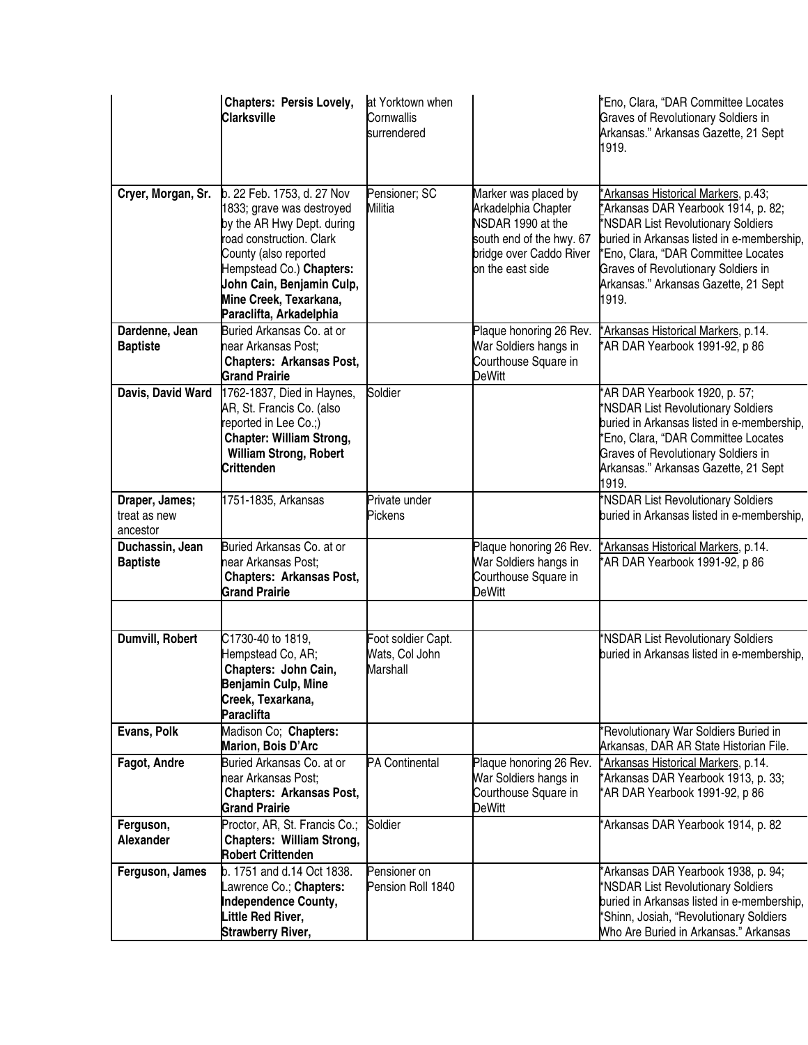| | **Chapters: Persis Lovely, Clarksville** | at Yorktown when Cornwallis surrendered | | *Eno, Clara, "DAR Committee Locates Graves of Revolutionary Soldiers in Arkansas." Arkansas Gazette, 21 Sept 1919. |
|---|---|---|---|---|
| **Cryer, Morgan, Sr.** | b. 22 Feb. 1753, d. 27 Nov 1833; grave was destroyed by the AR Hwy Dept. during road construction. Clark County (also reported Hempstead Co.) **Chapters: John Cain, Benjamin Culp, Mine Creek, Texarkana, Paraclifta, Arkadelphia** | Pensioner; SC Militia | Marker was placed by Arkadelphia Chapter NSDAR 1990 at the south end of the hwy. 67 bridge over Caddo River on the east side | *Arkansas Historical Markers, p.43; *Arkansas DAR Yearbook 1914, p. 82; *NSDAR List Revolutionary Soldiers buried in Arkansas listed in e-membership, *Eno, Clara, "DAR Committee Locates Graves of Revolutionary Soldiers in Arkansas." Arkansas Gazette, 21 Sept 1919. |
| **Dardenne, Jean Baptiste** | Buried Arkansas Co. at or near Arkansas Post; **Chapters: Arkansas Post, Grand Prairie** | | Plaque honoring 26 Rev. War Soldiers hangs in Courthouse Square in DeWitt | *Arkansas Historical Markers, p.14. *AR DAR Yearbook 1991-92, p 86 |
| **Davis, David Ward** | 1762-1837, Died in Haynes, AR, St. Francis Co. (also reported in Lee Co.;) **Chapter: William Strong, William Strong, Robert Crittenden** | Soldier | | *AR DAR Yearbook 1920, p. 57; *NSDAR List Revolutionary Soldiers buried in Arkansas listed in e-membership, *Eno, Clara, "DAR Committee Locates Graves of Revolutionary Soldiers in Arkansas." Arkansas Gazette, 21 Sept 1919. |
| **Draper, James;** treat as new ancestor | 1751-1835, Arkansas | Private under Pickens | | *NSDAR List Revolutionary Soldiers buried in Arkansas listed in e-membership, |
| **Duchassin, Jean Baptiste** | Buried Arkansas Co. at or near Arkansas Post; **Chapters: Arkansas Post, Grand Prairie** | | Plaque honoring 26 Rev. War Soldiers hangs in Courthouse Square in DeWitt | *Arkansas Historical Markers, p.14. *AR DAR Yearbook 1991-92, p 86 |
| | | | | |
| **Dumvill, Robert** | C1730-40 to 1819, Hempstead Co, AR; **Chapters: John Cain, Benjamin Culp, Mine Creek, Texarkana, Paraclifta** | Foot soldier Capt. Wats, Col John Marshall | | *NSDAR List Revolutionary Soldiers buried in Arkansas listed in e-membership, |
| **Evans, Polk** | Madison Co; **Chapters: Marion, Bois D'Arc** | | | *Revolutionary War Soldiers Buried in Arkansas, DAR AR State Historian File. |
| **Fagot, Andre** | Buried Arkansas Co. at or near Arkansas Post; **Chapters: Arkansas Post, Grand Prairie** | PA Continental | Plaque honoring 26 Rev. War Soldiers hangs in Courthouse Square in DeWitt | *Arkansas Historical Markers, p.14. *Arkansas DAR Yearbook 1913, p. 33; *AR DAR Yearbook 1991-92, p 86 |
| **Ferguson, Alexander** | Proctor, AR, St. Francis Co.; **Chapters: William Strong, Robert Crittenden** | Soldier | | *Arkansas DAR Yearbook 1914, p. 82 |
| **Ferguson, James** | b. 1751 and d.14 Oct 1838. Lawrence Co.; **Chapters: Independence County, Little Red River, Strawberry River,** | Pensioner on Pension Roll 1840 | | *Arkansas DAR Yearbook 1938, p. 94; *NSDAR List Revolutionary Soldiers buried in Arkansas listed in e-membership, *Shinn, Josiah, "Revolutionary Soldiers Who Are Buried in Arkansas." Arkansas |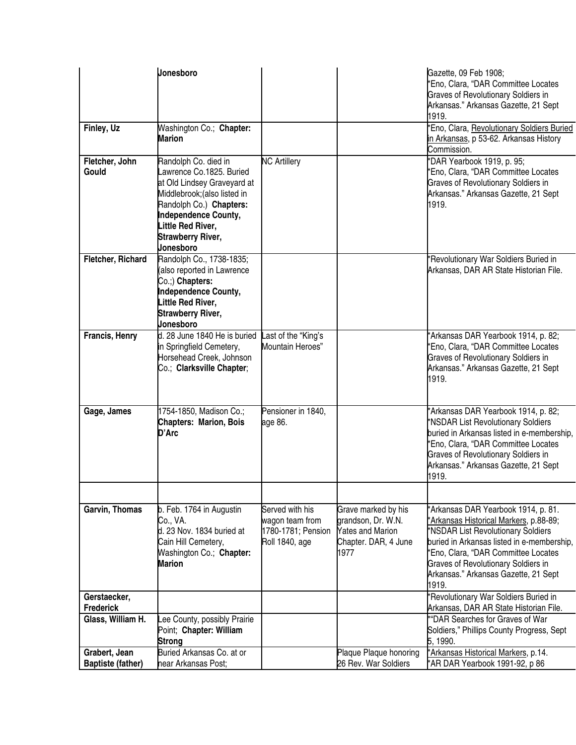| | | | | |
|---|---|---|---|---|
| | **Jonesboro** | | | Gazette, 09 Feb 1908; *Eno, Clara, "DAR Committee Locates Graves of Revolutionary Soldiers in Arkansas." Arkansas Gazette, 21 Sept 1919. |
| **Finley, Uz** | Washington Co.; **Chapter: Marion** | | | *Eno, Clara, Revolutionary Soldiers Buried in Arkansas, p 53-62. Arkansas History Commission. |
| **Fletcher, John Gould** | Randolph Co. died in Lawrence Co.1825. Buried at Old Lindsey Graveyard at Middlebrook;(also listed in Randolph Co.) **Chapters: Independence County, Little Red River, Strawberry River, Jonesboro** | NC Artillery | | *DAR Yearbook 1919, p. 95; *Eno, Clara, "DAR Committee Locates Graves of Revolutionary Soldiers in Arkansas." Arkansas Gazette, 21 Sept 1919. |
| **Fletcher, Richard** | Randolph Co., 1738-1835; (also reported in Lawrence Co.;) **Chapters: Independence County, Little Red River, Strawberry River, Jonesboro** | | | *Revolutionary War Soldiers Buried in Arkansas, DAR AR State Historian File. |
| **Francis, Henry** | d. 28 June 1840 He is buried in Springfield Cemetery, Horsehead Creek, Johnson Co.; **Clarksville Chapter**; | Last of the "King's Mountain Heroes" | | *Arkansas DAR Yearbook 1914, p. 82; *Eno, Clara, "DAR Committee Locates Graves of Revolutionary Soldiers in Arkansas." Arkansas Gazette, 21 Sept 1919. |
| **Gage, James** | 1754-1850, Madison Co.; **Chapters: Marion, Bois D'Arc** | Pensioner in 1840, age 86. | | *Arkansas DAR Yearbook 1914, p. 82; *NSDAR List Revolutionary Soldiers buried in Arkansas listed in e-membership, *Eno, Clara, "DAR Committee Locates Graves of Revolutionary Soldiers in Arkansas." Arkansas Gazette, 21 Sept 1919. |
| | | | | |
| **Garvin, Thomas** | b. Feb. 1764 in Augustin Co., VA. d. 23 Nov. 1834 buried at Cain Hill Cemetery, Washington Co.; **Chapter: Marion** | Served with his wagon team from 1780-1781; Pension Roll 1840, age | Grave marked by his grandson, Dr. W.N. Yates and Marion Chapter. DAR, 4 June 1977 | *Arkansas DAR Yearbook 1914, p. 81. *Arkansas Historical Markers, p.88-89; *NSDAR List Revolutionary Soldiers buried in Arkansas listed in e-membership, *Eno, Clara, "DAR Committee Locates Graves of Revolutionary Soldiers in Arkansas." Arkansas Gazette, 21 Sept 1919. |
| **Gerstaecker, Frederick** | | | | *Revolutionary War Soldiers Buried in Arkansas, DAR AR State Historian File. |
| **Glass, William H.** | Lee County, possibly Prairie Point; **Chapter: William Strong** | | | *"DAR Searches for Graves of War Soldiers," Phillips County Progress, Sept 5, 1990. |
| **Grabert, Jean Baptiste (father)** | Buried Arkansas Co. at or near Arkansas Post; | | Plaque Plaque honoring 26 Rev. War Soldiers | *Arkansas Historical Markers, p.14. *AR DAR Yearbook 1991-92, p 86 |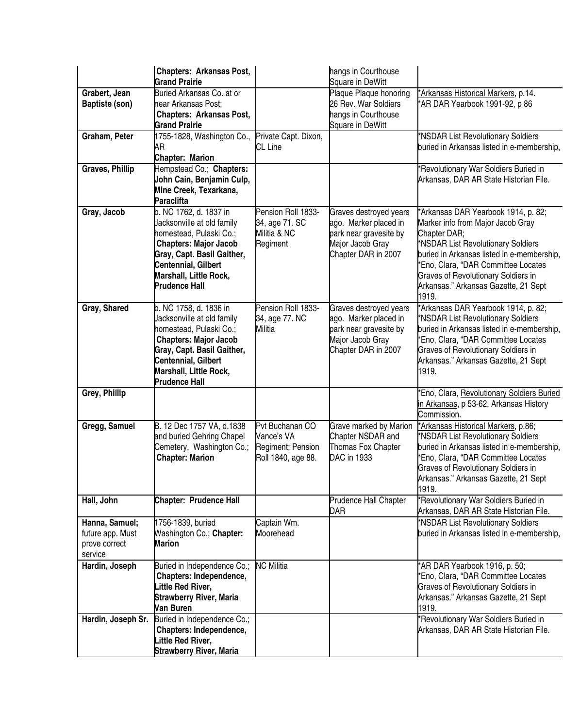| | **Chapters: Arkansas Post, Grand Prairie** | | hangs in Courthouse Square in DeWitt | |
|---|---|---|---|---|
| **Grabert, Jean Baptiste (son)** | Buried Arkansas Co. at or near Arkansas Post; **Chapters: Arkansas Post, Grand Prairie** | | Plaque Plaque honoring 26 Rev. War Soldiers hangs in Courthouse Square in DeWitt | *Arkansas Historical Markers, p.14. *AR DAR Yearbook 1991-92, p 86 |
| **Graham, Peter** | 1755-1828, Washington Co., AR **Chapter: Marion** | Private Capt. Dixon, CL Line | | *NSDAR List Revolutionary Soldiers buried in Arkansas listed in e-membership, |
| **Graves, Phillip** | Hempstead Co.; **Chapters: John Cain, Benjamin Culp, Mine Creek, Texarkana, Paraclifta** | | | *Revolutionary War Soldiers Buried in Arkansas, DAR AR State Historian File. |
| **Gray, Jacob** | b. NC 1762, d. 1837 in Jacksonville at old family homestead, Pulaski Co.; **Chapters: Major Jacob Gray, Capt. Basil Gaither, Centennial, Gilbert Marshall, Little Rock, Prudence Hall** | Pension Roll 1833-34, age 71. SC Militia & NC Regiment | Graves destroyed years ago. Marker placed in park near gravesite by Major Jacob Gray Chapter DAR in 2007 | *Arkansas DAR Yearbook 1914, p. 82; Marker info from Major Jacob Gray Chapter DAR; *NSDAR List Revolutionary Soldiers buried in Arkansas listed in e-membership, *Eno, Clara, "DAR Committee Locates Graves of Revolutionary Soldiers in Arkansas." Arkansas Gazette, 21 Sept 1919. |
| **Gray, Shared** | b. NC 1758, d. 1836 in Jacksonville at old family homestead, Pulaski Co.; **Chapters: Major Jacob Gray, Capt. Basil Gaither, Centennial, Gilbert Marshall, Little Rock, Prudence Hall** | Pension Roll 1833-34, age 77. NC Militia | Graves destroyed years ago. Marker placed in park near gravesite by Major Jacob Gray Chapter DAR in 2007 | *Arkansas DAR Yearbook 1914, p. 82; *NSDAR List Revolutionary Soldiers buried in Arkansas listed in e-membership, *Eno, Clara, "DAR Committee Locates Graves of Revolutionary Soldiers in Arkansas." Arkansas Gazette, 21 Sept 1919. |
| **Grey, Phillip** | | | | *Eno, Clara, Revolutionary Soldiers Buried in Arkansas, p 53-62. Arkansas History Commission. |
| **Gregg, Samuel** | B. 12 Dec 1757 VA, d.1838 and buried Gehring Chapel Cemetery, Washington Co.; **Chapter: Marion** | Pvt Buchanan CO Vance's VA Regiment; Pension Roll 1840, age 88. | Grave marked by Marion Chapter NSDAR and Thomas Fox Chapter DAC in 1933 | *Arkansas Historical Markers, p.86; *NSDAR List Revolutionary Soldiers buried in Arkansas listed in e-membership, *Eno, Clara, "DAR Committee Locates Graves of Revolutionary Soldiers in Arkansas." Arkansas Gazette, 21 Sept 1919. |
| **Hall, John** | **Chapter: Prudence Hall** | | Prudence Hall Chapter DAR | *Revolutionary War Soldiers Buried in Arkansas, DAR AR State Historian File. |
| **Hanna, Samuel;** future app. Must prove correct service | 1756-1839, buried Washington Co.; **Chapter: Marion** | Captain Wm. Moorehead | | *NSDAR List Revolutionary Soldiers buried in Arkansas listed in e-membership, |
| **Hardin, Joseph** | Buried in Independence Co.; **Chapters: Independence, Little Red River, Strawberry River, Maria Van Buren** | NC Militia | | *AR DAR Yearbook 1916, p. 50; *Eno, Clara, "DAR Committee Locates Graves of Revolutionary Soldiers in Arkansas." Arkansas Gazette, 21 Sept 1919. |
| **Hardin, Joseph Sr.** | Buried in Independence Co.; **Chapters: Independence, Little Red River, Strawberry River, Maria** | | | *Revolutionary War Soldiers Buried in Arkansas, DAR AR State Historian File. |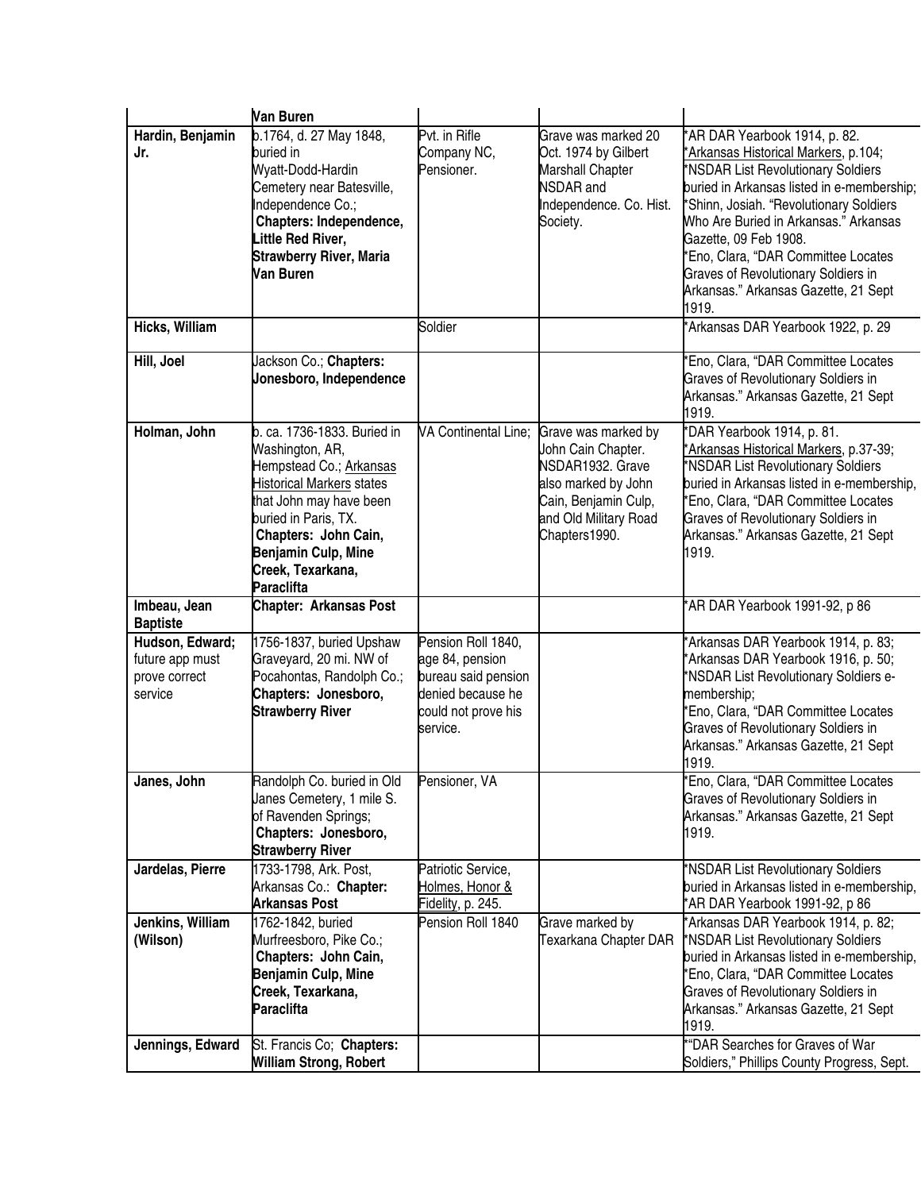| | **Van Buren** | | | |
|---|---|---|---|---|
| **Hardin, Benjamin Jr.** | b.1764, d. 27 May 1848, buried in Wyatt-Dodd-Hardin Cemetery near Batesville, Independence Co.; **Chapters: Independence, Little Red River, Strawberry River, Maria Van Buren** | Pvt. in Rifle Company NC, Pensioner. | Grave was marked 20 Oct. 1974 by Gilbert Marshall Chapter NSDAR and Independence. Co. Hist. Society. | *AR DAR Yearbook 1914, p. 82. *Arkansas Historical Markers, p.104; *NSDAR List Revolutionary Soldiers buried in Arkansas listed in e-membership; *Shinn, Josiah. "Revolutionary Soldiers Who Are Buried in Arkansas." Arkansas Gazette, 09 Feb 1908. *Eno, Clara, "DAR Committee Locates Graves of Revolutionary Soldiers in Arkansas." Arkansas Gazette, 21 Sept 1919. |
| **Hicks, William** | | Soldier | | *Arkansas DAR Yearbook 1922, p. 29 |
| **Hill, Joel** | Jackson Co.; **Chapters: Jonesboro, Independence** | | | *Eno, Clara, "DAR Committee Locates Graves of Revolutionary Soldiers in Arkansas." Arkansas Gazette, 21 Sept 1919. |
| **Holman, John** | b. ca. 1736-1833. Buried in Washington, AR, Hempstead Co.; Arkansas Historical Markers states that John may have been buried in Paris, TX. **Chapters: John Cain, Benjamin Culp, Mine Creek, Texarkana, Paraclifta** | VA Continental Line; | Grave was marked by John Cain Chapter. NSDAR1932. Grave also marked by John Cain, Benjamin Culp, and Old Military Road Chapters1990. | *DAR Yearbook 1914, p. 81. *Arkansas Historical Markers, p.37-39; *NSDAR List Revolutionary Soldiers buried in Arkansas listed in e-membership, *Eno, Clara, "DAR Committee Locates Graves of Revolutionary Soldiers in Arkansas." Arkansas Gazette, 21 Sept 1919. |
| **Imbeau, Jean Baptiste** | **Chapter: Arkansas Post** | | | *AR DAR Yearbook 1991-92, p 86 |
| **Hudson, Edward;** future app must prove correct service | 1756-1837, buried Upshaw Graveyard, 20 mi. NW of Pocahontas, Randolph Co.; **Chapters: Jonesboro, Strawberry River** | Pension Roll 1840, age 84, pension bureau said pension denied because he could not prove his service. | | *Arkansas DAR Yearbook 1914, p. 83; *Arkansas DAR Yearbook 1916, p. 50; *NSDAR List Revolutionary Soldiers e-membership; *Eno, Clara, "DAR Committee Locates Graves of Revolutionary Soldiers in Arkansas." Arkansas Gazette, 21 Sept 1919. |
| **Janes, John** | Randolph Co. buried in Old Janes Cemetery, 1 mile S. of Ravenden Springs; **Chapters: Jonesboro, Strawberry River** | Pensioner, VA | | *Eno, Clara, "DAR Committee Locates Graves of Revolutionary Soldiers in Arkansas." Arkansas Gazette, 21 Sept 1919. |
| **Jardelas, Pierre** | 1733-1798, Ark. Post, Arkansas Co.: **Chapter: Arkansas Post** | Patriotic Service, Holmes, Honor & Fidelity, p. 245. | | *NSDAR List Revolutionary Soldiers buried in Arkansas listed in e-membership, *AR DAR Yearbook 1991-92, p 86 |
| **Jenkins, William (Wilson)** | 1762-1842, buried Murfreesboro, Pike Co.; **Chapters: John Cain, Benjamin Culp, Mine Creek, Texarkana, Paraclifta** | Pension Roll 1840 | Grave marked by Texarkana Chapter DAR | *Arkansas DAR Yearbook 1914, p. 82; *NSDAR List Revolutionary Soldiers buried in Arkansas listed in e-membership, *Eno, Clara, "DAR Committee Locates Graves of Revolutionary Soldiers in Arkansas." Arkansas Gazette, 21 Sept 1919. |
| **Jennings, Edward** | St. Francis Co; **Chapters: William Strong, Robert** | | | *"DAR Searches for Graves of War Soldiers," Phillips County Progress, Sept. |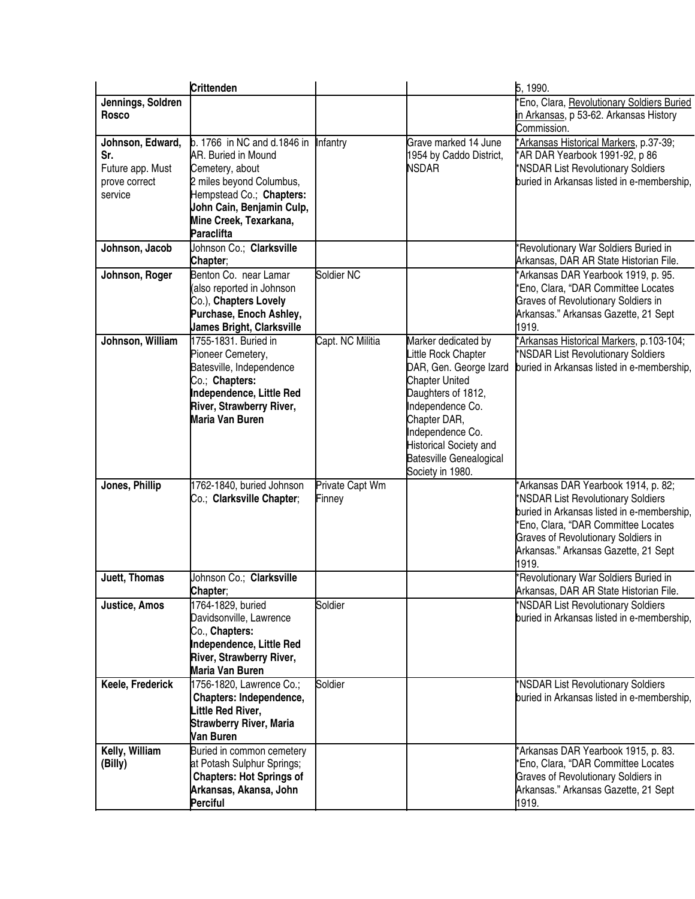| | | | | |
|---|---|---|---|---|
| | **Crittenden** | | | 5, 1990. |
| **Jennings, Soldren Rosco** | | | | *Eno, Clara, Revolutionary Soldiers Buried in Arkansas, p 53-62. Arkansas History Commission. |
| **Johnson, Edward, Sr.** Future app. Must prove correct service | b. 1766 in NC and d.1846 in AR. Buried in Mound Cemetery, about 2 miles beyond Columbus, Hempstead Co.; **Chapters: John Cain, Benjamin Culp, Mine Creek, Texarkana, Paraclifta** | Infantry | Grave marked 14 June 1954 by Caddo District, NSDAR | *Arkansas Historical Markers, p.37-39; *AR DAR Yearbook 1991-92, p 86 *NSDAR List Revolutionary Soldiers buried in Arkansas listed in e-membership, |
| **Johnson, Jacob** | Johnson Co.; **Clarksville Chapter**; | | | *Revolutionary War Soldiers Buried in Arkansas, DAR AR State Historian File. |
| **Johnson, Roger** | Benton Co. near Lamar (also reported in Johnson Co.), **Chapters Lovely Purchase, Enoch Ashley, James Bright, Clarksville** | Soldier NC | | *Arkansas DAR Yearbook 1919, p. 95. *Eno, Clara, "DAR Committee Locates Graves of Revolutionary Soldiers in Arkansas." Arkansas Gazette, 21 Sept 1919. |
| **Johnson, William** | 1755-1831. Buried in Pioneer Cemetery, Batesville, Independence Co.; **Chapters: Independence, Little Red River, Strawberry River, Maria Van Buren** | Capt. NC Militia | Marker dedicated by Little Rock Chapter DAR, Gen. George Izard Chapter United Daughters of 1812, Independence Co. Chapter DAR, Independence Co. Historical Society and Batesville Genealogical Society in 1980. | *Arkansas Historical Markers, p.103-104; *NSDAR List Revolutionary Soldiers buried in Arkansas listed in e-membership, |
| **Jones, Phillip** | 1762-1840, buried Johnson Co.; **Clarksville Chapter**; | Private Capt Wm Finney | | *Arkansas DAR Yearbook 1914, p. 82; *NSDAR List Revolutionary Soldiers buried in Arkansas listed in e-membership, *Eno, Clara, "DAR Committee Locates Graves of Revolutionary Soldiers in Arkansas." Arkansas Gazette, 21 Sept 1919. |
| **Juett, Thomas** | Johnson Co.; **Clarksville Chapter**; | | | *Revolutionary War Soldiers Buried in Arkansas, DAR AR State Historian File. |
| **Justice, Amos** | 1764-1829, buried Davidsonville, Lawrence Co., **Chapters: Independence, Little Red River, Strawberry River, Maria Van Buren** | Soldier | | *NSDAR List Revolutionary Soldiers buried in Arkansas listed in e-membership, |
| **Keele, Frederick** | 1756-1820, Lawrence Co.; **Chapters: Independence, Little Red River, Strawberry River, Maria Van Buren** | Soldier | | *NSDAR List Revolutionary Soldiers buried in Arkansas listed in e-membership, |
| **Kelly, William (Billy)** | Buried in common cemetery at Potash Sulphur Springs; **Chapters: Hot Springs of Arkansas, Akansa, John Perciful** | | | *Arkansas DAR Yearbook 1915, p. 83. *Eno, Clara, "DAR Committee Locates Graves of Revolutionary Soldiers in Arkansas." Arkansas Gazette, 21 Sept 1919. |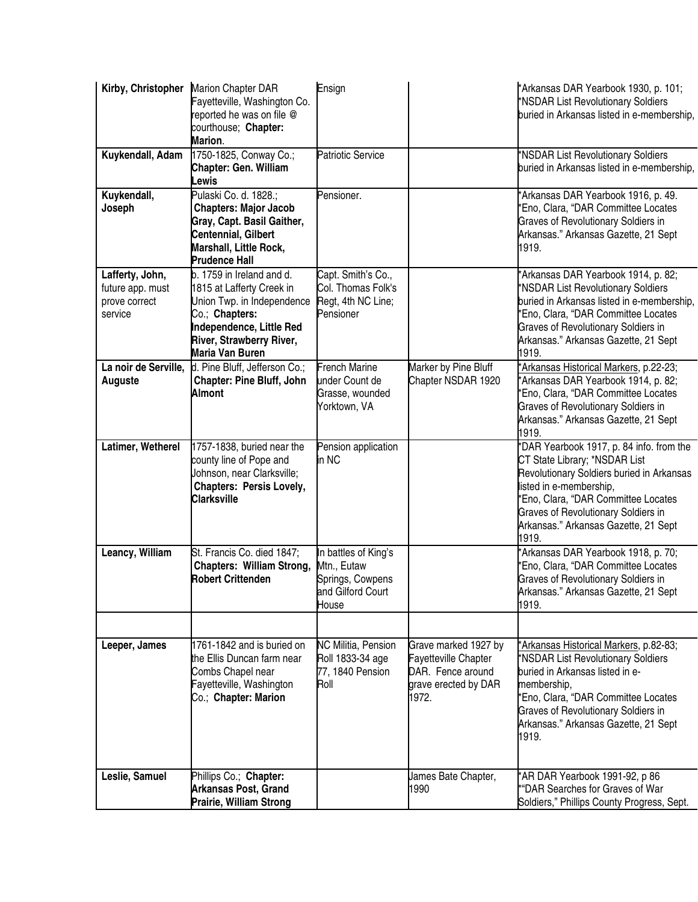| | | | | |
|---|---|---|---|---|
| **Kirby, Christopher** | Marion Chapter DAR Fayetteville, Washington Co. reported he was on file @ courthouse; **Chapter: Marion**. | Ensign | | *Arkansas DAR Yearbook 1930, p. 101; *NSDAR List Revolutionary Soldiers buried in Arkansas listed in e-membership, |
| **Kuykendall, Adam** | 1750-1825, Conway Co.; **Chapter: Gen. William Lewis** | Patriotic Service | | *NSDAR List Revolutionary Soldiers buried in Arkansas listed in e-membership, |
| **Kuykendall, Joseph** | Pulaski Co. d. 1828.; **Chapters: Major Jacob Gray, Capt. Basil Gaither, Centennial, Gilbert Marshall, Little Rock, Prudence Hall** | Pensioner. | | *Arkansas DAR Yearbook 1916, p. 49. *Eno, Clara, "DAR Committee Locates Graves of Revolutionary Soldiers in Arkansas." Arkansas Gazette, 21 Sept 1919. |
| **Lafferty, John,** future app. must prove correct service | b. 1759 in Ireland and d. 1815 at Lafferty Creek in Union Twp. in Independence Co.; **Chapters: Independence, Little Red River, Strawberry River, Maria Van Buren** | Capt. Smith's Co., Col. Thomas Folk's Regt, 4th NC Line; Pensioner | | *Arkansas DAR Yearbook 1914, p. 82; *NSDAR List Revolutionary Soldiers buried in Arkansas listed in e-membership, *Eno, Clara, "DAR Committee Locates Graves of Revolutionary Soldiers in Arkansas." Arkansas Gazette, 21 Sept 1919. |
| **La noir de Serville, Auguste** | d. Pine Bluff, Jefferson Co.; **Chapter: Pine Bluff, John Almont** | French Marine under Count de Grasse, wounded Yorktown, VA | Marker by Pine Bluff Chapter NSDAR 1920 | *Arkansas Historical Markers, p.22-23; *Arkansas DAR Yearbook 1914, p. 82; *Eno, Clara, "DAR Committee Locates Graves of Revolutionary Soldiers in Arkansas." Arkansas Gazette, 21 Sept 1919. |
| **Latimer, Wetherel** | 1757-1838, buried near the county line of Pope and Johnson, near Clarksville; **Chapters: Persis Lovely, Clarksville** | Pension application in NC | | *DAR Yearbook 1917, p. 84 info. from the CT State Library; *NSDAR List Revolutionary Soldiers buried in Arkansas listed in e-membership, *Eno, Clara, "DAR Committee Locates Graves of Revolutionary Soldiers in Arkansas." Arkansas Gazette, 21 Sept 1919. |
| **Leancy, William** | St. Francis Co. died 1847; **Chapters: William Strong, Robert Crittenden** | In battles of King's Mtn., Eutaw Springs, Cowpens and Gilford Court House | | *Arkansas DAR Yearbook 1918, p. 70; *Eno, Clara, "DAR Committee Locates Graves of Revolutionary Soldiers in Arkansas." Arkansas Gazette, 21 Sept 1919. |
| | | | | |
| **Leeper, James** | 1761-1842 and is buried on the Ellis Duncan farm near Combs Chapel near Fayetteville, Washington Co.; **Chapter: Marion** | NC Militia, Pension Roll 1833-34 age 77, 1840 Pension Roll | Grave marked 1927 by Fayetteville Chapter DAR. Fence around grave erected by DAR 1972. | *Arkansas Historical Markers, p.82-83; *NSDAR List Revolutionary Soldiers buried in Arkansas listed in e-membership, *Eno, Clara, "DAR Committee Locates Graves of Revolutionary Soldiers in Arkansas." Arkansas Gazette, 21 Sept 1919. |
| **Leslie, Samuel** | Phillips Co.; **Chapter: Arkansas Post, Grand Prairie, William Strong** | | James Bate Chapter, 1990 | *AR DAR Yearbook 1991-92, p 86 *"DAR Searches for Graves of War Soldiers," Phillips County Progress, Sept. |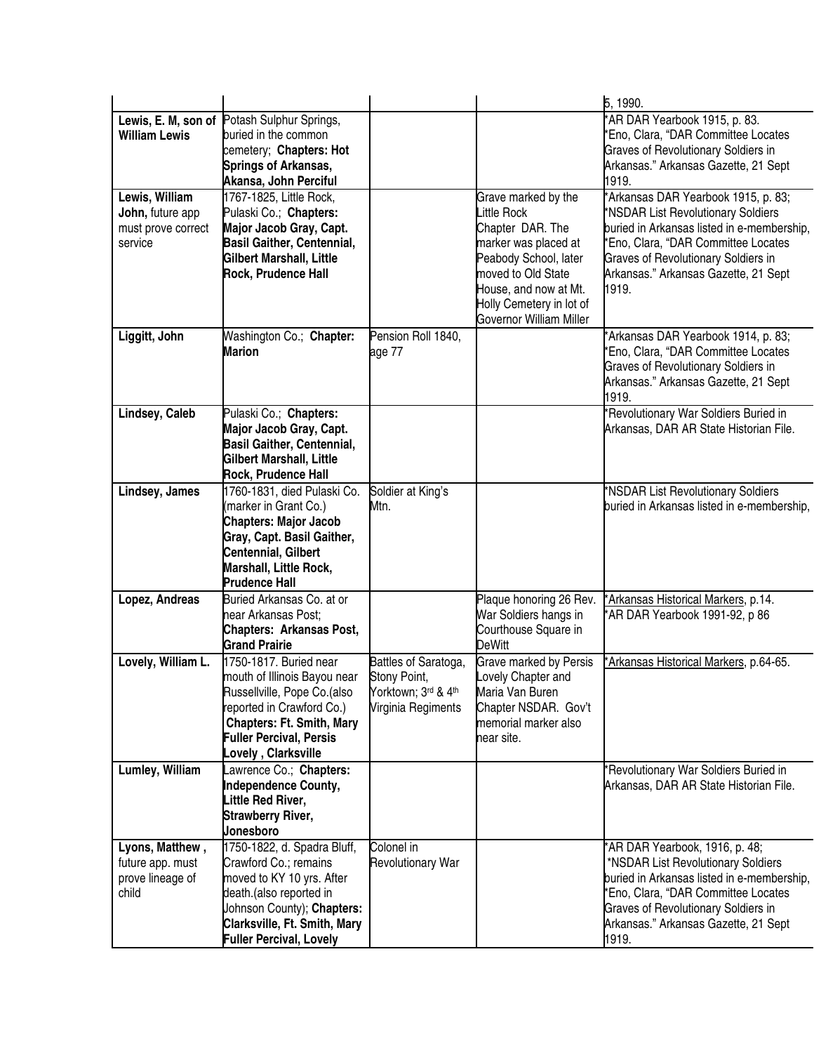| | | | | 5, 1990. |
|---|---|---|---|---|
| **Lewis, E. M, son of William Lewis** | Potash Sulphur Springs, buried in the common cemetery; **Chapters: Hot Springs of Arkansas, Akansa, John Perciful** | | | *AR DAR Yearbook 1915, p. 83. *Eno, Clara, "DAR Committee Locates Graves of Revolutionary Soldiers in Arkansas." Arkansas Gazette, 21 Sept 1919. |
| **Lewis, William John,** future app must prove correct service | 1767-1825, Little Rock, Pulaski Co.; **Chapters: Major Jacob Gray, Capt. Basil Gaither, Centennial, Gilbert Marshall, Little Rock, Prudence Hall** | | Grave marked by the Little Rock Chapter DAR. The marker was placed at Peabody School, later moved to Old State House, and now at Mt. Holly Cemetery in lot of Governor William Miller | *Arkansas DAR Yearbook 1915, p. 83; *NSDAR List Revolutionary Soldiers buried in Arkansas listed in e-membership, *Eno, Clara, "DAR Committee Locates Graves of Revolutionary Soldiers in Arkansas." Arkansas Gazette, 21 Sept 1919. |
| **Liggitt, John** | Washington Co.; **Chapter: Marion** | Pension Roll 1840, age 77 | | *Arkansas DAR Yearbook 1914, p. 83; *Eno, Clara, "DAR Committee Locates Graves of Revolutionary Soldiers in Arkansas." Arkansas Gazette, 21 Sept 1919. |
| **Lindsey, Caleb** | Pulaski Co.; **Chapters: Major Jacob Gray, Capt. Basil Gaither, Centennial, Gilbert Marshall, Little Rock, Prudence Hall** | | | *Revolutionary War Soldiers Buried in Arkansas, DAR AR State Historian File. |
| **Lindsey, James** | 1760-1831, died Pulaski Co. (marker in Grant Co.) **Chapters: Major Jacob Gray, Capt. Basil Gaither, Centennial, Gilbert Marshall, Little Rock, Prudence Hall** | Soldier at King's Mtn. | | *NSDAR List Revolutionary Soldiers buried in Arkansas listed in e-membership, |
| **Lopez, Andreas** | Buried Arkansas Co. at or near Arkansas Post; **Chapters: Arkansas Post, Grand Prairie** | | Plaque honoring 26 Rev. War Soldiers hangs in Courthouse Square in DeWitt | *Arkansas Historical Markers, p.14. *AR DAR Yearbook 1991-92, p 86 |
| **Lovely, William L.** | 1750-1817. Buried near mouth of Illinois Bayou near Russellville, Pope Co.(also reported in Crawford Co.) **Chapters: Ft. Smith, Mary Fuller Percival, Persis Lovely , Clarksville** | Battles of Saratoga, Stony Point, Yorktown; 3rd & 4th Virginia Regiments | Grave marked by Persis Lovely Chapter and Maria Van Buren Chapter NSDAR. Gov't memorial marker also near site. | *Arkansas Historical Markers, p.64-65. |
| **Lumley, William** | Lawrence Co.; **Chapters: Independence County, Little Red River, Strawberry River, Jonesboro** | | | *Revolutionary War Soldiers Buried in Arkansas, DAR AR State Historian File. |
| **Lyons, Matthew ,** future app. must prove lineage of child | 1750-1822, d. Spadra Bluff, Crawford Co.; remains moved to KY 10 yrs. After death.(also reported in Johnson County); **Chapters: Clarksville, Ft. Smith, Mary Fuller Percival, Lovely** | Colonel in Revolutionary War | | *AR DAR Yearbook, 1916, p. 48; *NSDAR List Revolutionary Soldiers buried in Arkansas listed in e-membership, *Eno, Clara, "DAR Committee Locates Graves of Revolutionary Soldiers in Arkansas." Arkansas Gazette, 21 Sept 1919. |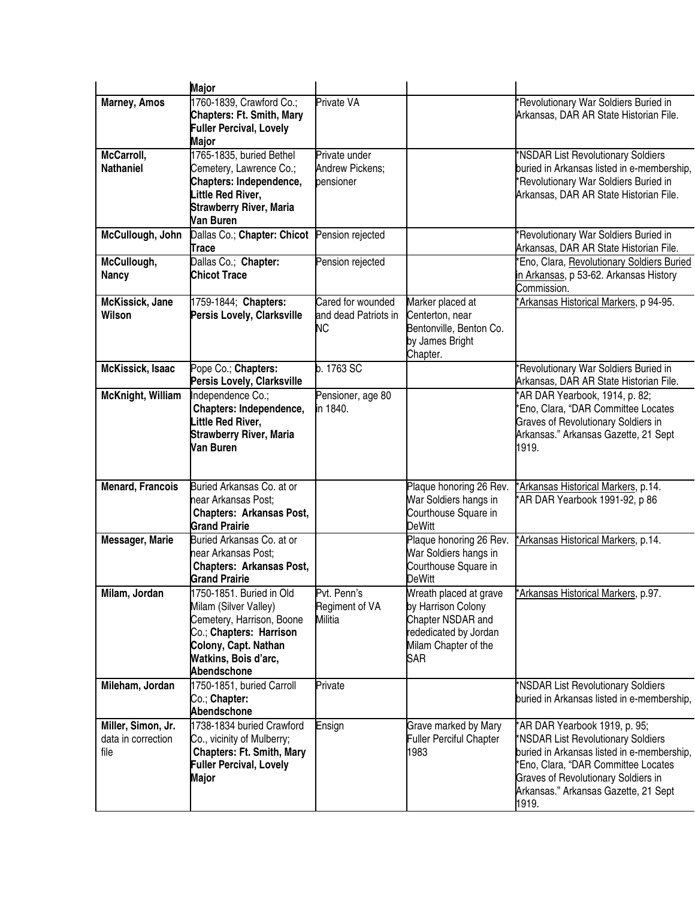| | Major | | | |
|---|---|---|---|---|
| **Marney, Amos** | 1760-1839, Crawford Co.; **Chapters: Ft. Smith, Mary Fuller Percival, Lovely Major** | Private VA | | *Revolutionary War Soldiers Buried in Arkansas, DAR AR State Historian File. |
| **McCarroll, Nathaniel** | 1765-1835, buried Bethel Cemetery, Lawrence Co.; **Chapters: Independence, Little Red River, Strawberry River, Maria Van Buren** | Private under Andrew Pickens; pensioner | | *NSDAR List Revolutionary Soldiers buried in Arkansas listed in e-membership, *Revolutionary War Soldiers Buried in Arkansas, DAR AR State Historian File. |
| **McCullough, John** | Dallas Co.; **Chapter: Chicot Trace** | Pension rejected | | *Revolutionary War Soldiers Buried in Arkansas, DAR AR State Historian File. |
| **McCullough, Nancy** | Dallas Co.; **Chapter: Chicot Trace** | Pension rejected | | *Eno, Clara, Revolutionary Soldiers Buried in Arkansas, p 53-62. Arkansas History Commission. |
| **McKissick, Jane Wilson** | 1759-1844; **Chapters: Persis Lovely, Clarksville** | Cared for wounded and dead Patriots in NC | Marker placed at Centerton, near Bentonville, Benton Co. by James Bright Chapter. | *Arkansas Historical Markers, p 94-95. |
| **McKissick, Isaac** | Pope Co.; **Chapters: Persis Lovely, Clarksville** | b. 1763 SC | | *Revolutionary War Soldiers Buried in Arkansas, DAR AR State Historian File. |
| **McKnight, William** | Independence Co.; **Chapters: Independence, Little Red River, Strawberry River, Maria Van Buren** | Pensioner, age 80 in 1840. | | *AR DAR Yearbook, 1914, p. 82; *Eno, Clara, "DAR Committee Locates Graves of Revolutionary Soldiers in Arkansas." Arkansas Gazette, 21 Sept 1919. |
| **Menard, Francois** | Buried Arkansas Co. at or near Arkansas Post; **Chapters: Arkansas Post, Grand Prairie** | | Plaque honoring 26 Rev. War Soldiers hangs in Courthouse Square in DeWitt | *Arkansas Historical Markers, p.14. *AR DAR Yearbook 1991-92, p 86 |
| **Messager, Marie** | Buried Arkansas Co. at or near Arkansas Post; **Chapters: Arkansas Post, Grand Prairie** | | Plaque honoring 26 Rev. War Soldiers hangs in Courthouse Square in DeWitt | *Arkansas Historical Markers, p.14. |
| **Milam, Jordan** | 1750-1851. Buried in Old Milam (Silver Valley) Cemetery, Harrison, Boone Co.; **Chapters: Harrison Colony, Capt. Nathan Watkins, Bois d'arc, Abendschone** | Pvt. Penn's Regiment of VA Militia | Wreath placed at grave by Harrison Colony Chapter NSDAR and rededicated by Jordan Milam Chapter of the SAR | *Arkansas Historical Markers, p.97. |
| **Mileham, Jordan** | 1750-1851, buried Carroll Co.; **Chapter: Abendschone** | Private | | *NSDAR List Revolutionary Soldiers buried in Arkansas listed in e-membership, |
| **Miller, Simon, Jr.** data in correction file | 1738-1834 buried Crawford Co., vicinity of Mulberry; **Chapters: Ft. Smith, Mary Fuller Percival, Lovely Major** | Ensign | Grave marked by Mary Fuller Perciful Chapter 1983 | *AR DAR Yearbook 1919, p. 95; *NSDAR List Revolutionary Soldiers buried in Arkansas listed in e-membership, *Eno, Clara, "DAR Committee Locates Graves of Revolutionary Soldiers in Arkansas." Arkansas Gazette, 21 Sept 1919. |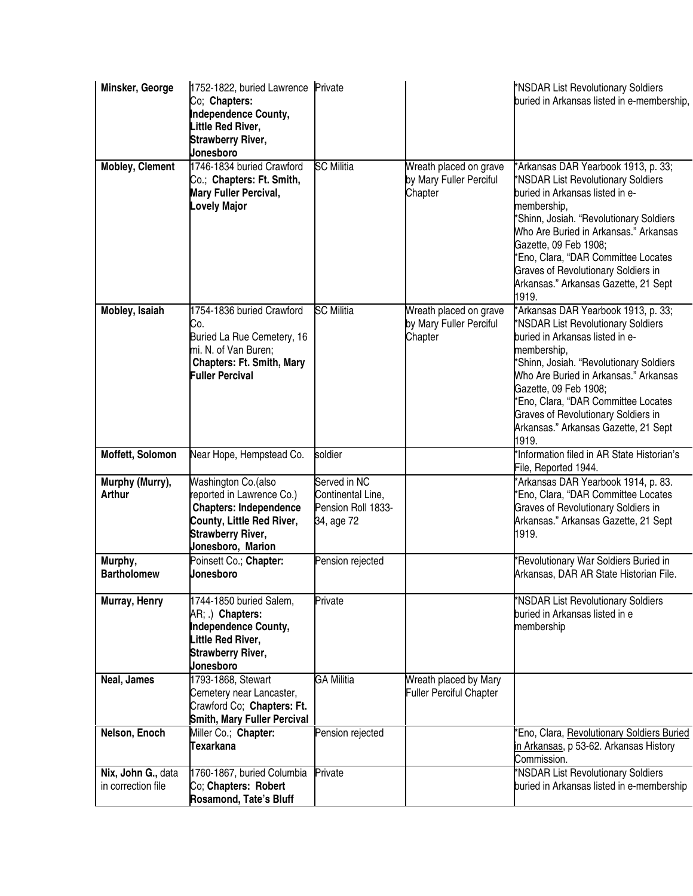| | | | | |
|---|---|---|---|---|
| **Minsker, George** | 1752-1822, buried Lawrence Co; **Chapters: Independence County, Little Red River, Strawberry River, Jonesboro** | Private | | *NSDAR List Revolutionary Soldiers buried in Arkansas listed in e-membership, |
| **Mobley, Clement** | 1746-1834 buried Crawford Co.; **Chapters: Ft. Smith, Mary Fuller Percival, Lovely Major** | SC Militia | Wreath placed on grave by Mary Fuller Perciful Chapter | *Arkansas DAR Yearbook 1913, p. 33; *NSDAR List Revolutionary Soldiers buried in Arkansas listed in e-membership, *Shinn, Josiah. "Revolutionary Soldiers Who Are Buried in Arkansas." Arkansas Gazette, 09 Feb 1908; *Eno, Clara, "DAR Committee Locates Graves of Revolutionary Soldiers in Arkansas." Arkansas Gazette, 21 Sept 1919. |
| **Mobley, Isaiah** | 1754-1836 buried Crawford Co. Buried La Rue Cemetery, 16 mi. N. of Van Buren; **Chapters: Ft. Smith, Mary Fuller Percival** | SC Militia | Wreath placed on grave by Mary Fuller Perciful Chapter | *Arkansas DAR Yearbook 1913, p. 33; *NSDAR List Revolutionary Soldiers buried in Arkansas listed in e-membership, *Shinn, Josiah. "Revolutionary Soldiers Who Are Buried in Arkansas." Arkansas Gazette, 09 Feb 1908; *Eno, Clara, "DAR Committee Locates Graves of Revolutionary Soldiers in Arkansas." Arkansas Gazette, 21 Sept 1919. |
| **Moffett, Solomon** | Near Hope, Hempstead Co. | soldier | | *Information filed in AR State Historian's File, Reported 1944. |
| **Murphy (Murry), Arthur** | Washington Co.(also reported in Lawrence Co.) **Chapters: Independence County, Little Red River, Strawberry River, Jonesboro, Marion** | Served in NC Continental Line, Pension Roll 1833-34, age 72 | | *Arkansas DAR Yearbook 1914, p. 83. *Eno, Clara, "DAR Committee Locates Graves of Revolutionary Soldiers in Arkansas." Arkansas Gazette, 21 Sept 1919. |
| **Murphy, Bartholomew** | Poinsett Co.; **Chapter: Jonesboro** | Pension rejected | | *Revolutionary War Soldiers Buried in Arkansas, DAR AR State Historian File. |
| **Murray, Henry** | 1744-1850 buried Salem, AR; .) **Chapters: Independence County, Little Red River, Strawberry River, Jonesboro** | Private | | *NSDAR List Revolutionary Soldiers buried in Arkansas listed in e membership |
| **Neal, James** | 1793-1868, Stewart Cemetery near Lancaster, Crawford Co; **Chapters: Ft. Smith, Mary Fuller Percival** | GA Militia | Wreath placed by Mary Fuller Perciful Chapter | |
| **Nelson, Enoch** | Miller Co.; **Chapter: Texarkana** | Pension rejected | | *Eno, Clara, Revolutionary Soldiers Buried in Arkansas, p 53-62. Arkansas History Commission. |
| **Nix, John G.,** data in correction file | 1760-1867, buried Columbia Co; **Chapters: Robert Rosamond, Tate's Bluff** | Private | | *NSDAR List Revolutionary Soldiers buried in Arkansas listed in e-membership |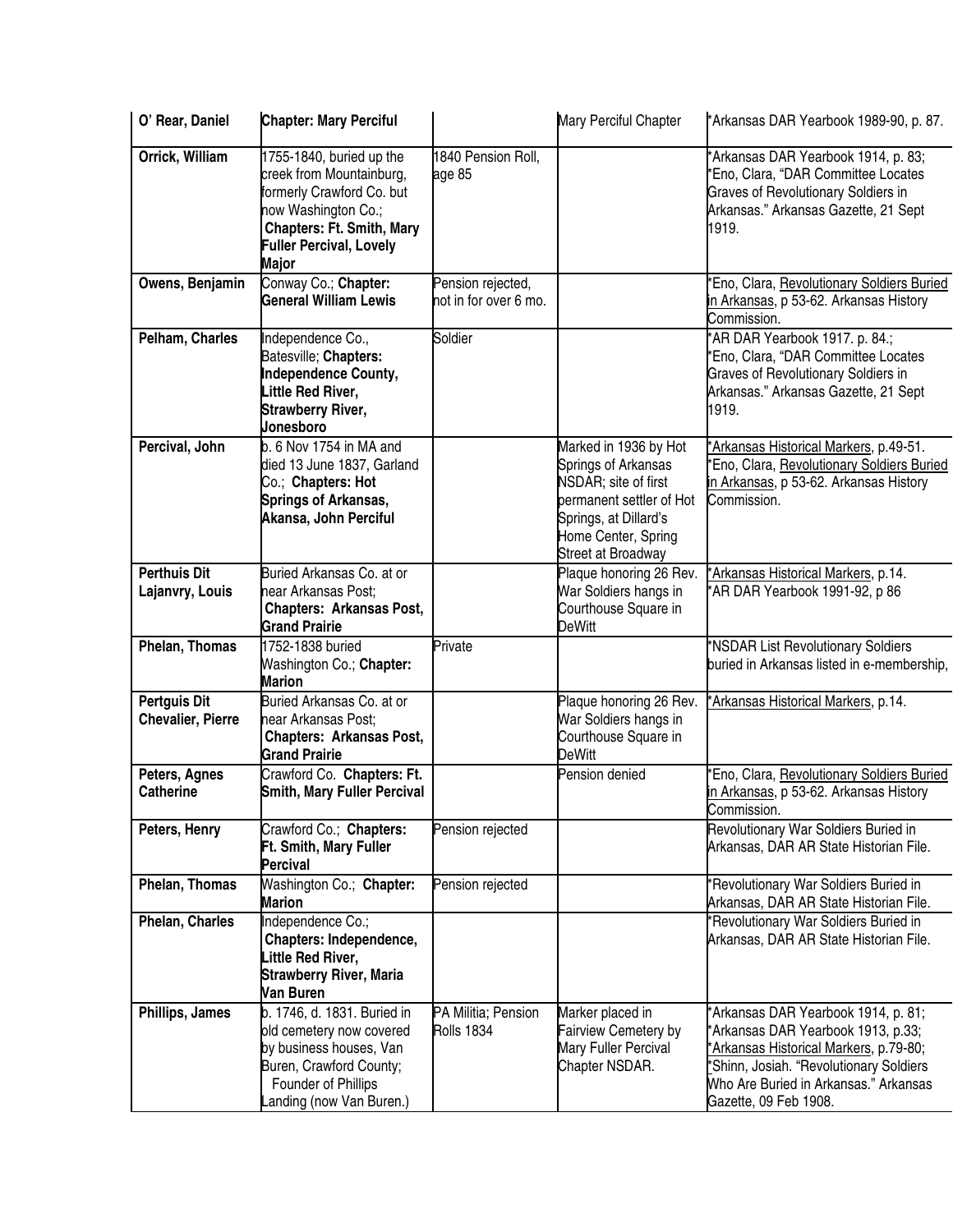| O' Rear, Daniel | **Chapter: Mary Perciful** | | Mary Perciful Chapter | *Arkansas DAR Yearbook 1989-90, p. 87. |
|---|---|---|---|---|
| **Orrick, William** | 1755-1840, buried up the creek from Mountainburg, formerly Crawford Co. but now Washington Co.; **Chapters: Ft. Smith, Mary Fuller Percival, Lovely Major** | 1840 Pension Roll, age 85 | | *Arkansas DAR Yearbook 1914, p. 83; *Eno, Clara, "DAR Committee Locates Graves of Revolutionary Soldiers in Arkansas." Arkansas Gazette, 21 Sept 1919. |
| **Owens, Benjamin** | Conway Co.; **Chapter: General William Lewis** | Pension rejected, not in for over 6 mo. | | *Eno, Clara, Revolutionary Soldiers Buried in Arkansas, p 53-62. Arkansas History Commission. |
| **Pelham, Charles** | Independence Co., Batesville; **Chapters: Independence County, Little Red River, Strawberry River, Jonesboro** | Soldier | | *AR DAR Yearbook 1917. p. 84.; *Eno, Clara, "DAR Committee Locates Graves of Revolutionary Soldiers in Arkansas." Arkansas Gazette, 21 Sept 1919. |
| **Percival, John** | b. 6 Nov 1754 in MA and died 13 June 1837, Garland Co.; **Chapters: Hot Springs of Arkansas, Akansa, John Perciful** | | Marked in 1936 by Hot Springs of Arkansas NSDAR; site of first permanent settler of Hot Springs, at Dillard's Home Center, Spring Street at Broadway | *Arkansas Historical Markers, p.49-51. *Eno, Clara, Revolutionary Soldiers Buried in Arkansas, p 53-62. Arkansas History Commission. |
| **Perthuis Dit Lajanvry, Louis** | Buried Arkansas Co. at or near Arkansas Post; **Chapters: Arkansas Post, Grand Prairie** | | Plaque honoring 26 Rev. War Soldiers hangs in Courthouse Square in DeWitt | *Arkansas Historical Markers, p.14. *AR DAR Yearbook 1991-92, p 86 |
| **Phelan, Thomas** | 1752-1838 buried Washington Co.; **Chapter: Marion** | Private | | *NSDAR List Revolutionary Soldiers buried in Arkansas listed in e-membership, |
| **Pertguis Dit Chevalier, Pierre** | Buried Arkansas Co. at or near Arkansas Post; **Chapters: Arkansas Post, Grand Prairie** | | Plaque honoring 26 Rev. War Soldiers hangs in Courthouse Square in DeWitt | *Arkansas Historical Markers, p.14. |
| **Peters, Agnes Catherine** | Crawford Co. **Chapters: Ft. Smith, Mary Fuller Percival** | | Pension denied | *Eno, Clara, Revolutionary Soldiers Buried in Arkansas, p 53-62. Arkansas History Commission. |
| **Peters, Henry** | Crawford Co.; **Chapters: Ft. Smith, Mary Fuller Percival** | Pension rejected | | Revolutionary War Soldiers Buried in Arkansas, DAR AR State Historian File. |
| **Phelan, Thomas** | Washington Co.; **Chapter: Marion** | Pension rejected | | *Revolutionary War Soldiers Buried in Arkansas, DAR AR State Historian File. |
| **Phelan, Charles** | Independence Co.; **Chapters: Independence, Little Red River, Strawberry River, Maria Van Buren** | | | *Revolutionary War Soldiers Buried in Arkansas, DAR AR State Historian File. |
| **Phillips, James** | b. 1746, d. 1831. Buried in old cemetery now covered by business houses, Van Buren, Crawford County; Founder of Phillips Landing (now Van Buren.) | PA Militia; Pension Rolls 1834 | Marker placed in Fairview Cemetery by Mary Fuller Percival Chapter NSDAR. | *Arkansas DAR Yearbook 1914, p. 81; *Arkansas DAR Yearbook 1913, p.33; *Arkansas Historical Markers, p.79-80; *Shinn, Josiah. "Revolutionary Soldiers Who Are Buried in Arkansas." Arkansas Gazette, 09 Feb 1908. |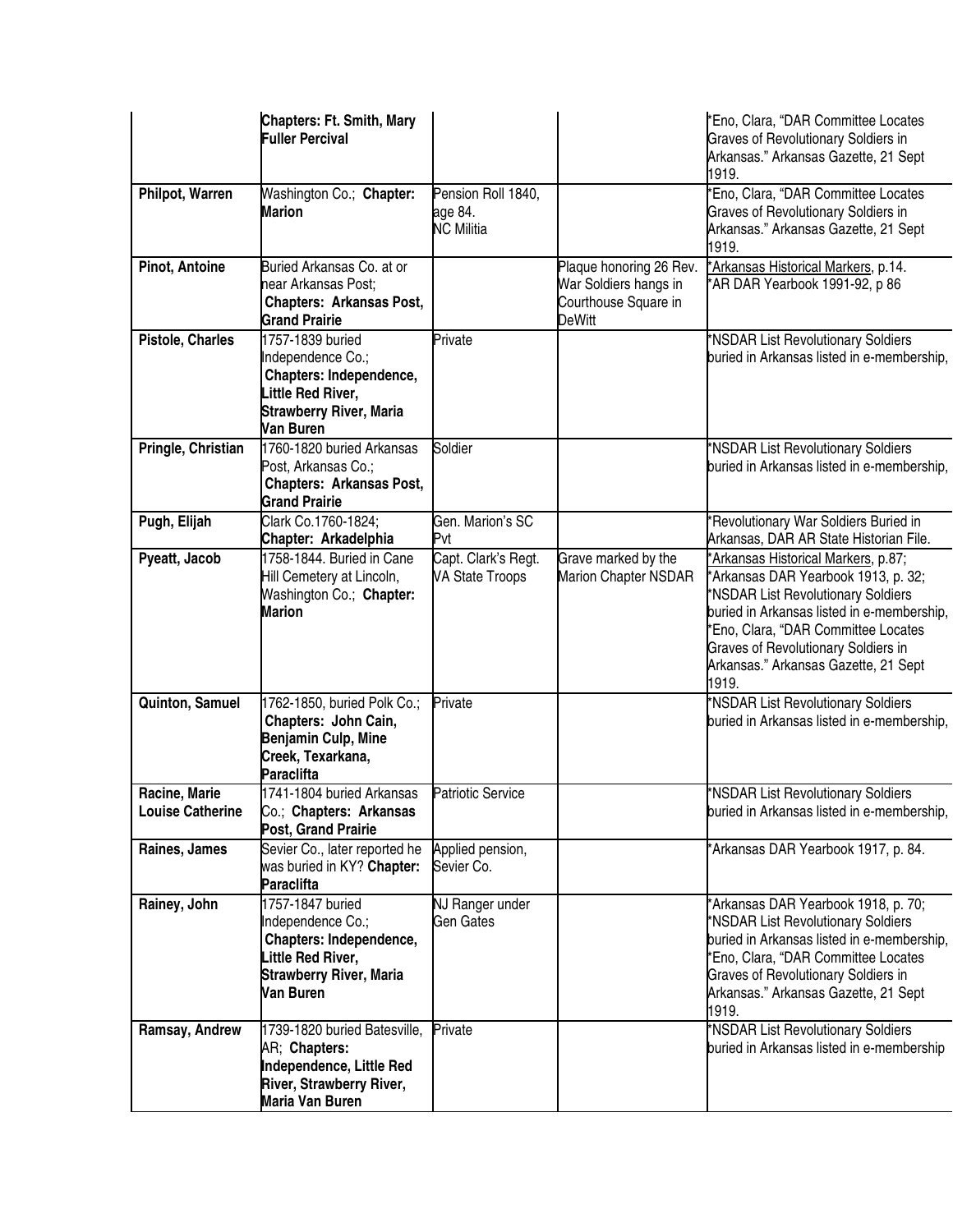| | | | | |
|---|---|---|---|---|
| | **Chapters: Ft. Smith, Mary Fuller Percival** | | | *Eno, Clara, "DAR Committee Locates Graves of Revolutionary Soldiers in Arkansas." Arkansas Gazette, 21 Sept 1919. |
| **Philpot, Warren** | Washington Co.; **Chapter: Marion** | Pension Roll 1840, age 84. NC Militia | | *Eno, Clara, "DAR Committee Locates Graves of Revolutionary Soldiers in Arkansas." Arkansas Gazette, 21 Sept 1919. |
| **Pinot, Antoine** | Buried Arkansas Co. at or near Arkansas Post; **Chapters: Arkansas Post, Grand Prairie** | | Plaque honoring 26 Rev. War Soldiers hangs in Courthouse Square in DeWitt | *Arkansas Historical Markers, p.14. *AR DAR Yearbook 1991-92, p 86 |
| **Pistole, Charles** | 1757-1839 buried Independence Co.; **Chapters: Independence, Little Red River, Strawberry River, Maria Van Buren** | Private | | *NSDAR List Revolutionary Soldiers buried in Arkansas listed in e-membership, |
| **Pringle, Christian** | 1760-1820 buried Arkansas Post, Arkansas Co.; **Chapters: Arkansas Post, Grand Prairie** | Soldier | | *NSDAR List Revolutionary Soldiers buried in Arkansas listed in e-membership, |
| **Pugh, Elijah** | Clark Co.1760-1824; **Chapter: Arkadelphia** | Gen. Marion's SC Pvt | | *Revolutionary War Soldiers Buried in Arkansas, DAR AR State Historian File. |
| **Pyeatt, Jacob** | 1758-1844. Buried in Cane Hill Cemetery at Lincoln, Washington Co.; **Chapter: Marion** | Capt. Clark's Regt. VA State Troops | Grave marked by the Marion Chapter NSDAR | *Arkansas Historical Markers, p.87; *Arkansas DAR Yearbook 1913, p. 32; *NSDAR List Revolutionary Soldiers buried in Arkansas listed in e-membership, *Eno, Clara, "DAR Committee Locates Graves of Revolutionary Soldiers in Arkansas." Arkansas Gazette, 21 Sept 1919. |
| **Quinton, Samuel** | 1762-1850, buried Polk Co.; **Chapters: John Cain, Benjamin Culp, Mine Creek, Texarkana, Paraclifta** | Private | | *NSDAR List Revolutionary Soldiers buried in Arkansas listed in e-membership, |
| **Racine, Marie Louise Catherine** | 1741-1804 buried Arkansas Co.; **Chapters: Arkansas Post, Grand Prairie** | Patriotic Service | | *NSDAR List Revolutionary Soldiers buried in Arkansas listed in e-membership, |
| **Raines, James** | Sevier Co., later reported he was buried in KY? **Chapter: Paraclifta** | Applied pension, Sevier Co. | | *Arkansas DAR Yearbook 1917, p. 84. |
| **Rainey, John** | 1757-1847 buried Independence Co.; **Chapters: Independence, Little Red River, Strawberry River, Maria Van Buren** | NJ Ranger under Gen Gates | | *Arkansas DAR Yearbook 1918, p. 70; *NSDAR List Revolutionary Soldiers buried in Arkansas listed in e-membership, *Eno, Clara, "DAR Committee Locates Graves of Revolutionary Soldiers in Arkansas." Arkansas Gazette, 21 Sept 1919. |
| **Ramsay, Andrew** | 1739-1820 buried Batesville, AR; **Chapters: Independence, Little Red River, Strawberry River, Maria Van Buren** | Private | | *NSDAR List Revolutionary Soldiers buried in Arkansas listed in e-membership |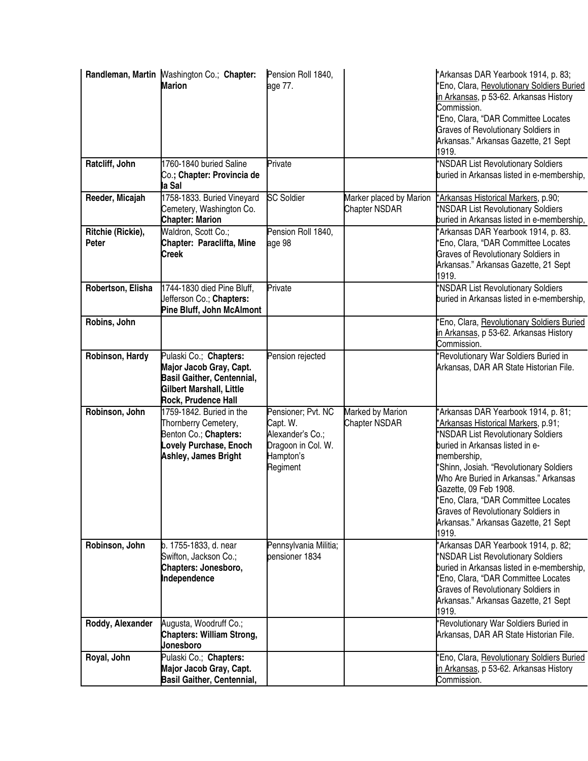| | | | | |
|---|---|---|---|---|
| **Randleman, Martin** | Washington Co.; **Chapter: Marion** | Pension Roll 1840, age 77. | | *Arkansas DAR Yearbook 1914, p. 83; *Eno, Clara, Revolutionary Soldiers Buried in Arkansas, p 53-62. Arkansas History Commission. *Eno, Clara, "DAR Committee Locates Graves of Revolutionary Soldiers in Arkansas." Arkansas Gazette, 21 Sept 1919. |
| **Ratcliff, John** | 1760-1840 buried Saline Co.; **Chapter: Provincia de la Sal** | Private | | *NSDAR List Revolutionary Soldiers buried in Arkansas listed in e-membership, |
| **Reeder, Micajah** | 1758-1833. Buried Vineyard Cemetery, Washington Co. **Chapter: Marion** | SC Soldier | Marker placed by Marion Chapter NSDAR | *Arkansas Historical Markers, p.90; *NSDAR List Revolutionary Soldiers buried in Arkansas listed in e-membership, |
| **Ritchie (Rickie), Peter** | Waldron, Scott Co.; **Chapter: Paraclifta, Mine Creek** | Pension Roll 1840, age 98 | | *Arkansas DAR Yearbook 1914, p. 83. *Eno, Clara, "DAR Committee Locates Graves of Revolutionary Soldiers in Arkansas." Arkansas Gazette, 21 Sept 1919. |
| **Robertson, Elisha** | 1744-1830 died Pine Bluff, Jefferson Co.; **Chapters: Pine Bluff, John McAlmont** | Private | | *NSDAR List Revolutionary Soldiers buried in Arkansas listed in e-membership, |
| **Robins, John** | | | | *Eno, Clara, Revolutionary Soldiers Buried in Arkansas, p 53-62. Arkansas History Commission. |
| **Robinson, Hardy** | Pulaski Co.; **Chapters: Major Jacob Gray, Capt. Basil Gaither, Centennial, Gilbert Marshall, Little Rock, Prudence Hall** | Pension rejected | | *Revolutionary War Soldiers Buried in Arkansas, DAR AR State Historian File. |
| **Robinson, John** | 1759-1842. Buried in the Thornberry Cemetery, Benton Co.; **Chapters: Lovely Purchase, Enoch Ashley, James Bright** | Pensioner; Pvt. NC Capt. W. Alexander's Co.; Dragoon in Col. W. Hampton's Regiment | Marked by Marion Chapter NSDAR | *Arkansas DAR Yearbook 1914, p. 81; *Arkansas Historical Markers, p.91; *NSDAR List Revolutionary Soldiers buried in Arkansas listed in e-membership, *Shinn, Josiah. "Revolutionary Soldiers Who Are Buried in Arkansas." Arkansas Gazette, 09 Feb 1908. *Eno, Clara, "DAR Committee Locates Graves of Revolutionary Soldiers in Arkansas." Arkansas Gazette, 21 Sept 1919. |
| **Robinson, John** | b. 1755-1833, d. near Swifton, Jackson Co.; **Chapters: Jonesboro, Independence** | Pennsylvania Militia; pensioner 1834 | | *Arkansas DAR Yearbook 1914, p. 82; *NSDAR List Revolutionary Soldiers buried in Arkansas listed in e-membership, *Eno, Clara, "DAR Committee Locates Graves of Revolutionary Soldiers in Arkansas." Arkansas Gazette, 21 Sept 1919. |
| **Roddy, Alexander** | Augusta, Woodruff Co.; **Chapters: William Strong, Jonesboro** | | | *Revolutionary War Soldiers Buried in Arkansas, DAR AR State Historian File. |
| **Royal, John** | Pulaski Co.; **Chapters: Major Jacob Gray, Capt. Basil Gaither, Centennial,** | | | *Eno, Clara, Revolutionary Soldiers Buried in Arkansas, p 53-62. Arkansas History Commission. |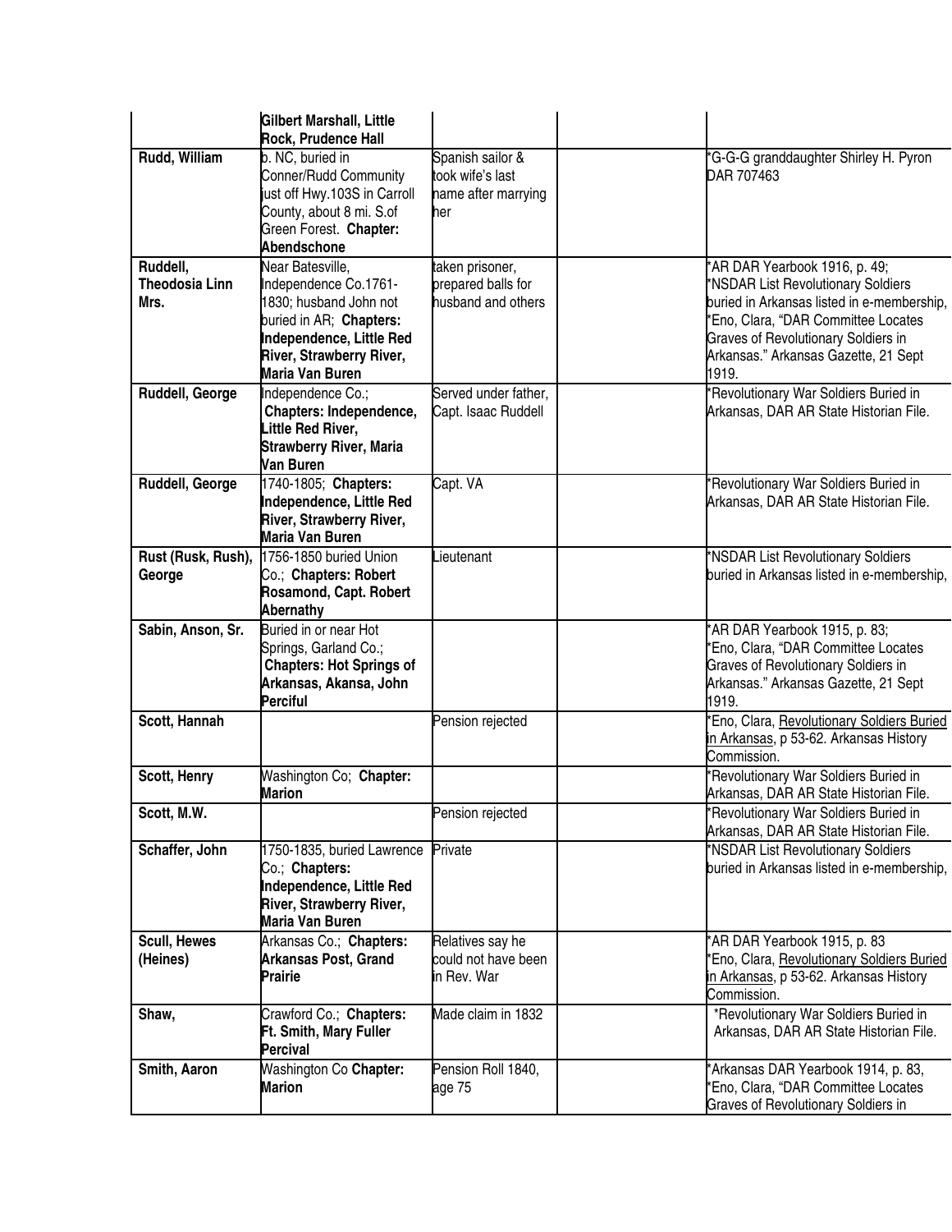| | | | | |
|---|---|---|---|---|
| | **Gilbert Marshall, Little Rock, Prudence Hall** | | | |
| **Rudd, William** | b. NC, buried in Conner/Rudd Community just off Hwy.103S in Carroll County, about 8 mi. S.of Green Forest. **Chapter: Abendschone** | Spanish sailor & took wife's last name after marrying her | | *G-G-G granddaughter Shirley H. Pyron DAR 707463 |
| **Ruddell, Theodosia Linn Mrs.** | Near Batesville, Independence Co.1761-1830; husband John not buried in AR; **Chapters: Independence, Little Red River, Strawberry River, Maria Van Buren** | taken prisoner, prepared balls for husband and others | | *AR DAR Yearbook 1916, p. 49; *NSDAR List Revolutionary Soldiers buried in Arkansas listed in e-membership, *Eno, Clara, "DAR Committee Locates Graves of Revolutionary Soldiers in Arkansas." Arkansas Gazette, 21 Sept 1919. |
| **Ruddell, George** | Independence Co.; **Chapters: Independence, Little Red River, Strawberry River, Maria Van Buren** | Served under father, Capt. Isaac Ruddell | | *Revolutionary War Soldiers Buried in Arkansas, DAR AR State Historian File. |
| **Ruddell, George** | 1740-1805; **Chapters: Independence, Little Red River, Strawberry River, Maria Van Buren** | Capt. VA | | *Revolutionary War Soldiers Buried in Arkansas, DAR AR State Historian File. |
| **Rust (Rusk, Rush), George** | 1756-1850 buried Union Co.; **Chapters: Robert Rosamond, Capt. Robert Abernathy** | Lieutenant | | *NSDAR List Revolutionary Soldiers buried in Arkansas listed in e-membership, |
| **Sabin, Anson, Sr.** | Buried in or near Hot Springs, Garland Co.; **Chapters: Hot Springs of Arkansas, Akansa, John Perciful** | | | *AR DAR Yearbook 1915, p. 83; *Eno, Clara, "DAR Committee Locates Graves of Revolutionary Soldiers in Arkansas." Arkansas Gazette, 21 Sept 1919. |
| **Scott, Hannah** | | Pension rejected | | *Eno, Clara, Revolutionary Soldiers Buried in Arkansas, p 53-62. Arkansas History Commission. |
| **Scott, Henry** | Washington Co; **Chapter: Marion** | | | *Revolutionary War Soldiers Buried in Arkansas, DAR AR State Historian File. |
| **Scott, M.W.** | | Pension rejected | | *Revolutionary War Soldiers Buried in Arkansas, DAR AR State Historian File. |
| **Schaffer, John** | 1750-1835, buried Lawrence Co.; **Chapters: Independence, Little Red River, Strawberry River, Maria Van Buren** | Private | | *NSDAR List Revolutionary Soldiers buried in Arkansas listed in e-membership, |
| **Scull, Hewes (Heines)** | Arkansas Co.; **Chapters: Arkansas Post, Grand Prairie** | Relatives say he could not have been in Rev. War | | *AR DAR Yearbook 1915, p. 83 *Eno, Clara, Revolutionary Soldiers Buried in Arkansas, p 53-62. Arkansas History Commission. |
| **Shaw,** | Crawford Co.; **Chapters: Ft. Smith, Mary Fuller Percival** | Made claim in 1832 | | *Revolutionary War Soldiers Buried in Arkansas, DAR AR State Historian File. |
| **Smith, Aaron** | Washington Co **Chapter: Marion** | Pension Roll 1840, age 75 | | *Arkansas DAR Yearbook 1914, p. 83, *Eno, Clara, "DAR Committee Locates Graves of Revolutionary Soldiers in |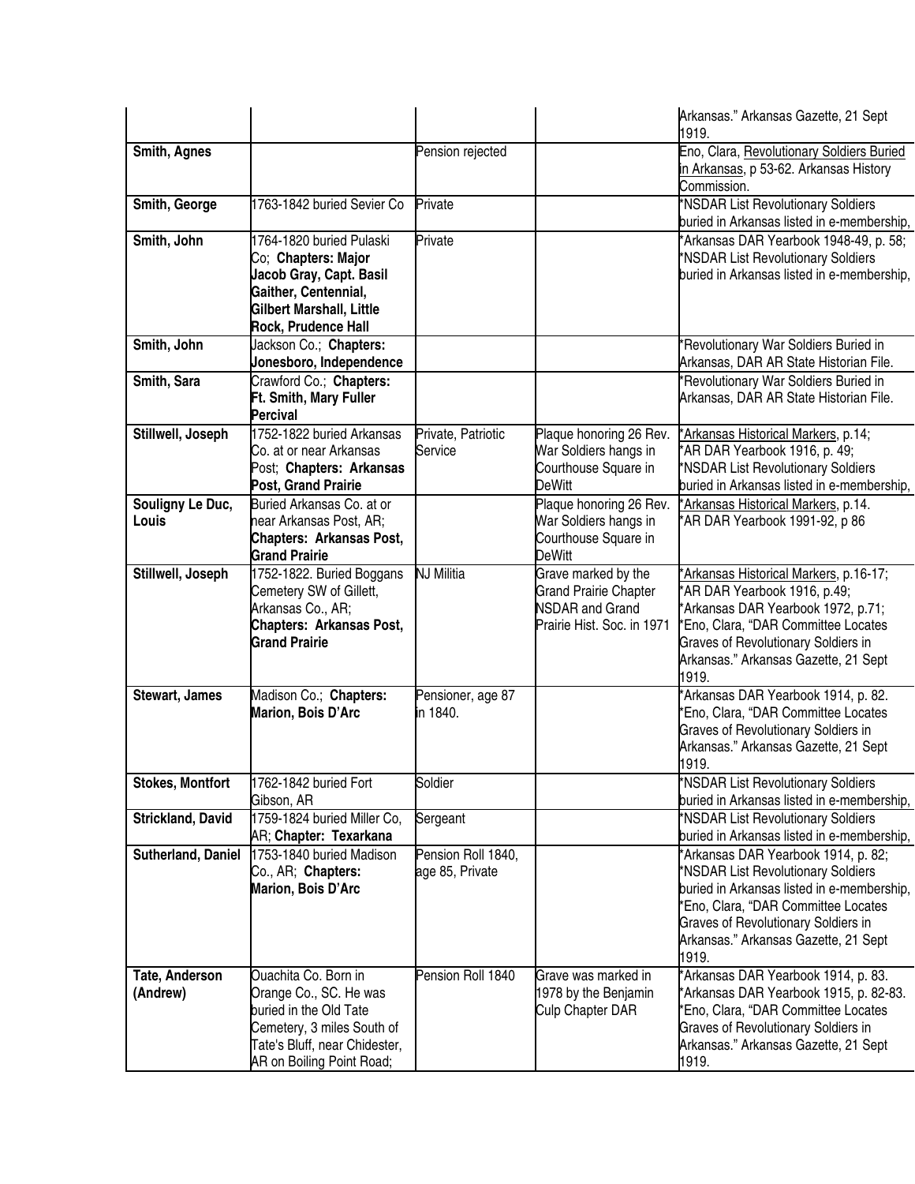| | | | | |
|---|---|---|---|---|
| | | | | Arkansas." Arkansas Gazette, 21 Sept 1919. |
| **Smith, Agnes** | | Pension rejected | | Eno, Clara, Revolutionary Soldiers Buried in Arkansas, p 53-62. Arkansas History Commission. |
| **Smith, George** | 1763-1842 buried Sevier Co | Private | | *NSDAR List Revolutionary Soldiers buried in Arkansas listed in e-membership, |
| **Smith, John** | 1764-1820 buried Pulaski Co; **Chapters: Major Jacob Gray, Capt. Basil Gaither, Centennial, Gilbert Marshall, Little Rock, Prudence Hall** | Private | | *Arkansas DAR Yearbook 1948-49, p. 58; *NSDAR List Revolutionary Soldiers buried in Arkansas listed in e-membership, |
| **Smith, John** | Jackson Co.; **Chapters: Jonesboro, Independence** | | | *Revolutionary War Soldiers Buried in Arkansas, DAR AR State Historian File. |
| **Smith, Sara** | Crawford Co.; **Chapters: Ft. Smith, Mary Fuller Percival** | | | *Revolutionary War Soldiers Buried in Arkansas, DAR AR State Historian File. |
| **Stillwell, Joseph** | 1752-1822 buried Arkansas Co. at or near Arkansas Post; **Chapters: Arkansas Post, Grand Prairie** | Private, Patriotic Service | Plaque honoring 26 Rev. War Soldiers hangs in Courthouse Square in DeWitt | *Arkansas Historical Markers, p.14; *AR DAR Yearbook 1916, p. 49; *NSDAR List Revolutionary Soldiers buried in Arkansas listed in e-membership, |
| **Souligny Le Duc, Louis** | Buried Arkansas Co. at or near Arkansas Post, AR; **Chapters: Arkansas Post, Grand Prairie** | | Plaque honoring 26 Rev. War Soldiers hangs in Courthouse Square in DeWitt | *Arkansas Historical Markers, p.14. *AR DAR Yearbook 1991-92, p 86 |
| **Stillwell, Joseph** | 1752-1822. Buried Boggans Cemetery SW of Gillett, Arkansas Co., AR; **Chapters: Arkansas Post, Grand Prairie** | NJ Militia | Grave marked by the Grand Prairie Chapter NSDAR and Grand Prairie Hist. Soc. in 1971 | *Arkansas Historical Markers, p.16-17; *AR DAR Yearbook 1916, p.49; *Arkansas DAR Yearbook 1972, p.71; *Eno, Clara, "DAR Committee Locates Graves of Revolutionary Soldiers in Arkansas." Arkansas Gazette, 21 Sept 1919. |
| **Stewart, James** | Madison Co.; **Chapters: Marion, Bois D'Arc** | Pensioner, age 87 in 1840. | | *Arkansas DAR Yearbook 1914, p. 82. *Eno, Clara, "DAR Committee Locates Graves of Revolutionary Soldiers in Arkansas." Arkansas Gazette, 21 Sept 1919. |
| **Stokes, Montfort** | 1762-1842 buried Fort Gibson, AR | Soldier | | *NSDAR List Revolutionary Soldiers buried in Arkansas listed in e-membership, |
| **Strickland, David** | 1759-1824 buried Miller Co, AR; **Chapter: Texarkana** | Sergeant | | *NSDAR List Revolutionary Soldiers buried in Arkansas listed in e-membership, |
| **Sutherland, Daniel** | 1753-1840 buried Madison Co., AR; **Chapters: Marion, Bois D'Arc** | Pension Roll 1840, age 85, Private | | *Arkansas DAR Yearbook 1914, p. 82; *NSDAR List Revolutionary Soldiers buried in Arkansas listed in e-membership, *Eno, Clara, "DAR Committee Locates Graves of Revolutionary Soldiers in Arkansas." Arkansas Gazette, 21 Sept 1919. |
| **Tate, Anderson (Andrew)** | Ouachita Co. Born in Orange Co., SC. He was buried in the Old Tate Cemetery, 3 miles South of Tate's Bluff, near Chidester, AR on Boiling Point Road; | Pension Roll 1840 | Grave was marked in 1978 by the Benjamin Culp Chapter DAR | *Arkansas DAR Yearbook 1914, p. 83. *Arkansas DAR Yearbook 1915, p. 82-83. *Eno, Clara, "DAR Committee Locates Graves of Revolutionary Soldiers in Arkansas." Arkansas Gazette, 21 Sept 1919. |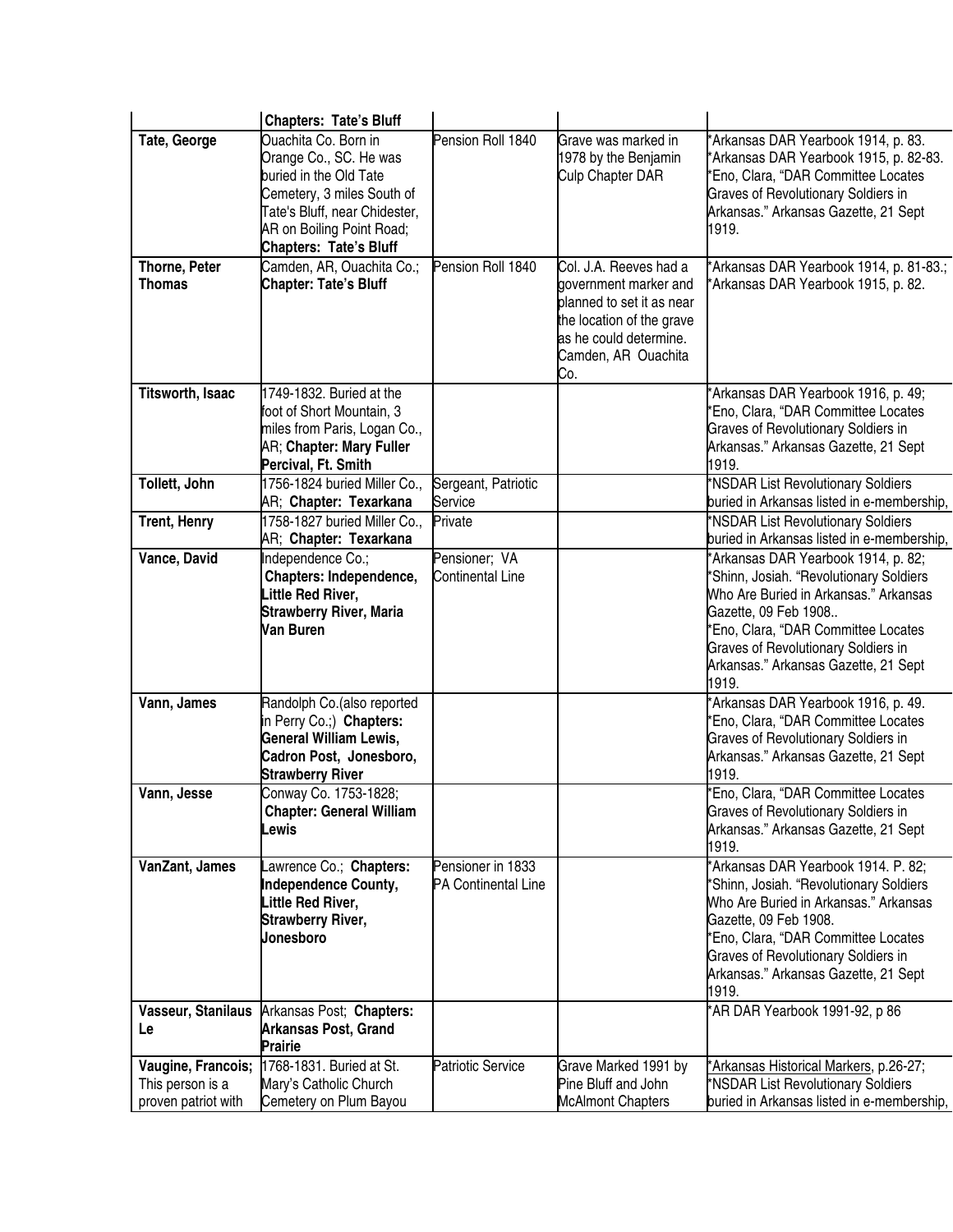| | **Chapters: Tate's Bluff** | | | |
|---|---|---|---|---|
| **Tate, George** | Ouachita Co. Born in Orange Co., SC. He was buried in the Old Tate Cemetery, 3 miles South of Tate's Bluff, near Chidester, AR on Boiling Point Road; **Chapters: Tate's Bluff** | Pension Roll 1840 | Grave was marked in 1978 by the Benjamin Culp Chapter DAR | *Arkansas DAR Yearbook 1914, p. 83. *Arkansas DAR Yearbook 1915, p. 82-83. *Eno, Clara, "DAR Committee Locates Graves of Revolutionary Soldiers in Arkansas." Arkansas Gazette, 21 Sept 1919. |
| **Thorne, Peter Thomas** | Camden, AR, Ouachita Co.; **Chapter: Tate's Bluff** | Pension Roll 1840 | Col. J.A. Reeves had a government marker and planned to set it as near the location of the grave as he could determine. Camden, AR Ouachita Co. | *Arkansas DAR Yearbook 1914, p. 81-83.; *Arkansas DAR Yearbook 1915, p. 82. |
| **Titsworth, Isaac** | 1749-1832. Buried at the foot of Short Mountain, 3 miles from Paris, Logan Co., AR; **Chapter: Mary Fuller Percival, Ft. Smith** | | | *Arkansas DAR Yearbook 1916, p. 49; *Eno, Clara, "DAR Committee Locates Graves of Revolutionary Soldiers in Arkansas." Arkansas Gazette, 21 Sept 1919. |
| **Tollett, John** | 1756-1824 buried Miller Co., AR; **Chapter: Texarkana** | Sergeant, Patriotic Service | | *NSDAR List Revolutionary Soldiers buried in Arkansas listed in e-membership, |
| **Trent, Henry** | 1758-1827 buried Miller Co., AR; **Chapter: Texarkana** | Private | | *NSDAR List Revolutionary Soldiers buried in Arkansas listed in e-membership, |
| **Vance, David** | Independence Co.; **Chapters: Independence, Little Red River, Strawberry River, Maria Van Buren** | Pensioner; VA Continental Line | | *Arkansas DAR Yearbook 1914, p. 82; *Shinn, Josiah. "Revolutionary Soldiers Who Are Buried in Arkansas." Arkansas Gazette, 09 Feb 1908.. *Eno, Clara, "DAR Committee Locates Graves of Revolutionary Soldiers in Arkansas." Arkansas Gazette, 21 Sept 1919. |
| **Vann, James** | Randolph Co.(also reported in Perry Co.;) **Chapters: General William Lewis, Cadron Post, Jonesboro, Strawberry River** | | | *Arkansas DAR Yearbook 1916, p. 49. *Eno, Clara, "DAR Committee Locates Graves of Revolutionary Soldiers in Arkansas." Arkansas Gazette, 21 Sept 1919. |
| **Vann, Jesse** | Conway Co. 1753-1828; **Chapter: General William Lewis** | | | *Eno, Clara, "DAR Committee Locates Graves of Revolutionary Soldiers in Arkansas." Arkansas Gazette, 21 Sept 1919. |
| **VanZant, James** | Lawrence Co.; **Chapters: Independence County, Little Red River, Strawberry River, Jonesboro** | Pensioner in 1833 PA Continental Line | | *Arkansas DAR Yearbook 1914. P. 82; *Shinn, Josiah. "Revolutionary Soldiers Who Are Buried in Arkansas." Arkansas Gazette, 09 Feb 1908. *Eno, Clara, "DAR Committee Locates Graves of Revolutionary Soldiers in Arkansas." Arkansas Gazette, 21 Sept 1919. |
| **Vasseur, Stanilaus Le** | Arkansas Post; **Chapters: Arkansas Post, Grand Prairie** | | | *AR DAR Yearbook 1991-92, p 86 |
| **Vaugine, Francois;** This person is a proven patriot with | 1768-1831. Buried at St. Mary's Catholic Church Cemetery on Plum Bayou | Patriotic Service | Grave Marked 1991 by Pine Bluff and John McAlmont Chapters | *Arkansas Historical Markers, p.26-27; *NSDAR List Revolutionary Soldiers buried in Arkansas listed in e-membership, |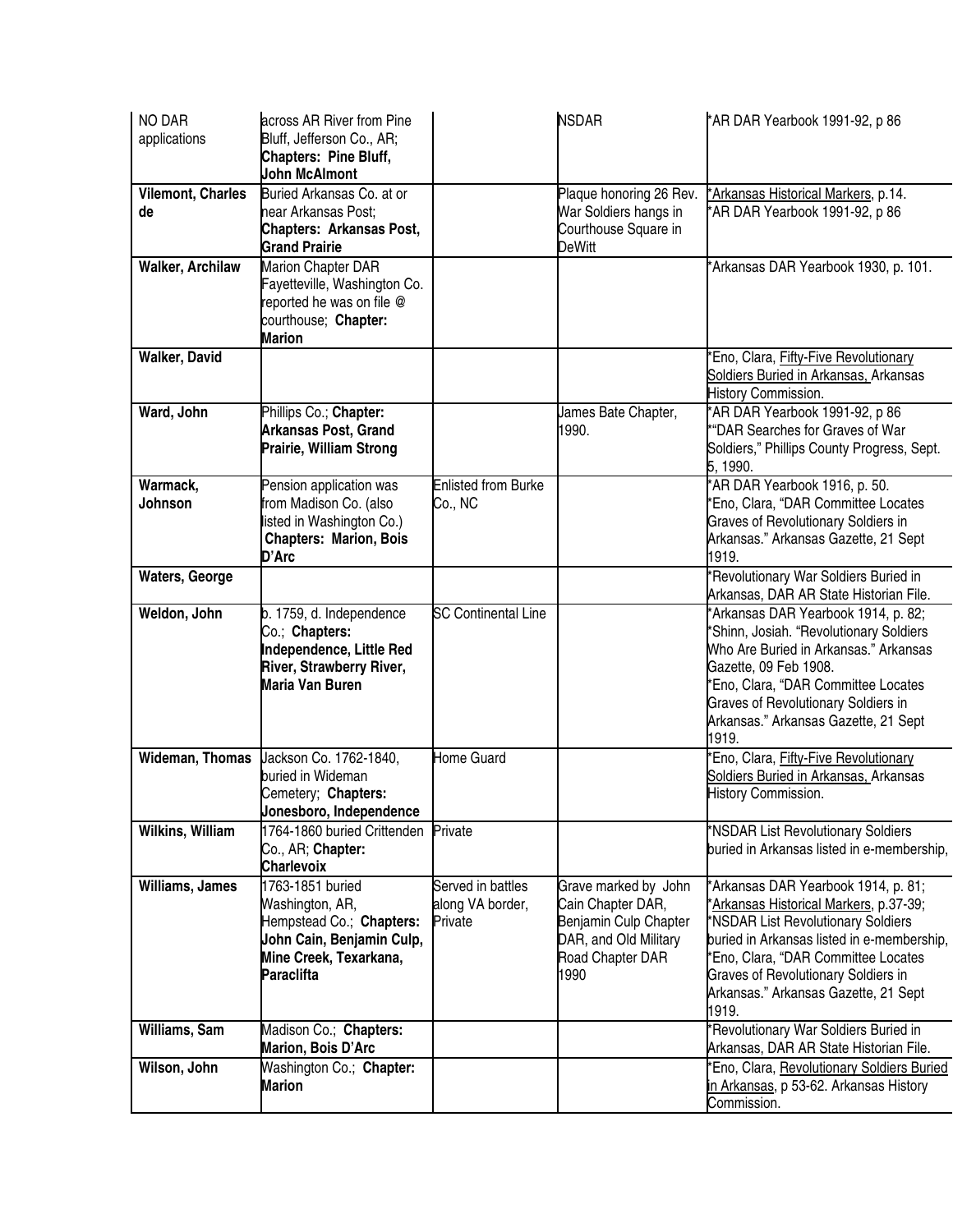| | | | | |
|---|---|---|---|---|
| NO DAR applications | across AR River from Pine Bluff, Jefferson Co., AR; **Chapters: Pine Bluff, John McAlmont** | | NSDAR | *AR DAR Yearbook 1991-92, p 86 |
| **Vilemont, Charles de** | Buried Arkansas Co. at or near Arkansas Post; **Chapters: Arkansas Post, Grand Prairie** | | Plaque honoring 26 Rev. War Soldiers hangs in Courthouse Square in DeWitt | *Arkansas Historical Markers, p.14. *AR DAR Yearbook 1991-92, p 86 |
| **Walker, Archilaw** | Marion Chapter DAR Fayetteville, Washington Co. reported he was on file @ courthouse; **Chapter: Marion** | | | *Arkansas DAR Yearbook 1930, p. 101. |
| **Walker, David** | | | | *Eno, Clara, Fifty-Five Revolutionary Soldiers Buried in Arkansas, Arkansas History Commission. |
| **Ward, John** | Phillips Co.; **Chapter: Arkansas Post, Grand Prairie, William Strong** | | James Bate Chapter, 1990. | *AR DAR Yearbook 1991-92, p 86 *"DAR Searches for Graves of War Soldiers," Phillips County Progress, Sept. 5, 1990. |
| **Warmack, Johnson** | Pension application was from Madison Co. (also listed in Washington Co.) **Chapters: Marion, Bois D'Arc** | Enlisted from Burke Co., NC | | *AR DAR Yearbook 1916, p. 50. *Eno, Clara, "DAR Committee Locates Graves of Revolutionary Soldiers in Arkansas." Arkansas Gazette, 21 Sept 1919. |
| **Waters, George** | | | | *Revolutionary War Soldiers Buried in Arkansas, DAR AR State Historian File. |
| **Weldon, John** | b. 1759, d. Independence Co.; **Chapters: Independence, Little Red River, Strawberry River, Maria Van Buren** | SC Continental Line | | *Arkansas DAR Yearbook 1914, p. 82; *Shinn, Josiah. "Revolutionary Soldiers Who Are Buried in Arkansas." Arkansas Gazette, 09 Feb 1908. *Eno, Clara, "DAR Committee Locates Graves of Revolutionary Soldiers in Arkansas." Arkansas Gazette, 21 Sept 1919. |
| **Wideman, Thomas** | Jackson Co. 1762-1840, buried in Wideman Cemetery; **Chapters: Jonesboro, Independence** | Home Guard | | *Eno, Clara, Fifty-Five Revolutionary Soldiers Buried in Arkansas, Arkansas History Commission. |
| **Wilkins, William** | 1764-1860 buried Crittenden Co., AR; **Chapter: Charlevoix** | Private | | *NSDAR List Revolutionary Soldiers buried in Arkansas listed in e-membership, |
| **Williams, James** | 1763-1851 buried Washington, AR, Hempstead Co.; **Chapters: John Cain, Benjamin Culp, Mine Creek, Texarkana, Paraclifta** | Served in battles along VA border, Private | Grave marked by John Cain Chapter DAR, Benjamin Culp Chapter DAR, and Old Military Road Chapter DAR 1990 | *Arkansas DAR Yearbook 1914, p. 81; *Arkansas Historical Markers, p.37-39; *NSDAR List Revolutionary Soldiers buried in Arkansas listed in e-membership, *Eno, Clara, "DAR Committee Locates Graves of Revolutionary Soldiers in Arkansas." Arkansas Gazette, 21 Sept 1919. |
| **Williams, Sam** | Madison Co.; **Chapters: Marion, Bois D'Arc** | | | *Revolutionary War Soldiers Buried in Arkansas, DAR AR State Historian File. |
| **Wilson, John** | Washington Co.; **Chapter: Marion** | | | *Eno, Clara, Revolutionary Soldiers Buried in Arkansas, p 53-62. Arkansas History Commission. |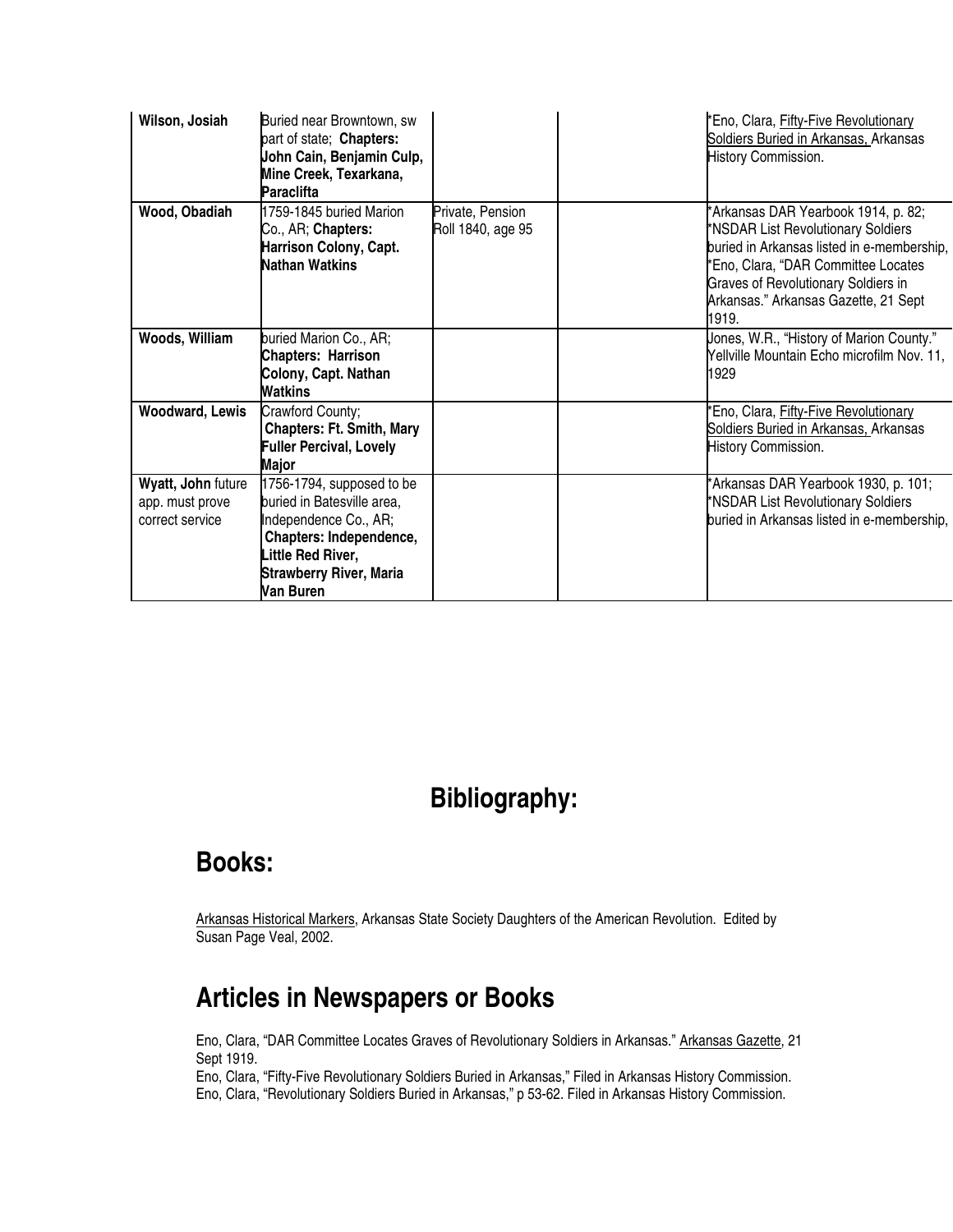| | | | | |
|---|---|---|---|---|
| **Wilson, Josiah** | Buried near Browntown, sw part of state; **Chapters: John Cain, Benjamin Culp, Mine Creek, Texarkana, Paraclifta** | | | *Eno, Clara, Fifty-Five Revolutionary Soldiers Buried in Arkansas, Arkansas History Commission. |
| **Wood, Obadiah** | 1759-1845 buried Marion Co., AR; **Chapters: Harrison Colony, Capt. Nathan Watkins** | Private, Pension Roll 1840, age 95 | | *Arkansas DAR Yearbook 1914, p. 82; *NSDAR List Revolutionary Soldiers buried in Arkansas listed in e-membership, *Eno, Clara, "DAR Committee Locates Graves of Revolutionary Soldiers in Arkansas." Arkansas Gazette, 21 Sept 1919. |
| **Woods, William** | buried Marion Co., AR; **Chapters: Harrison Colony, Capt. Nathan Watkins** | | | Jones, W.R., "History of Marion County." Yellville Mountain Echo microfilm Nov. 11, 1929 |
| **Woodward, Lewis** | Crawford County; **Chapters: Ft. Smith, Mary Fuller Percival, Lovely Major** | | | *Eno, Clara, Fifty-Five Revolutionary Soldiers Buried in Arkansas, Arkansas History Commission. |
| **Wyatt, John** future app. must prove correct service | 1756-1794, supposed to be buried in Batesville area, Independence Co., AR; **Chapters: Independence, Little Red River, Strawberry River, Maria Van Buren** | | | *Arkansas DAR Yearbook 1930, p. 101; *NSDAR List Revolutionary Soldiers buried in Arkansas listed in e-membership, |

# Bibliography:

## Books:

Arkansas Historical Markers, Arkansas State Society Daughters of the American Revolution. Edited by Susan Page Veal, 2002.

## Articles in Newspapers or Books

Eno, Clara, "DAR Committee Locates Graves of Revolutionary Soldiers in Arkansas." Arkansas Gazette, 21 Sept 1919.

Eno, Clara, "Fifty-Five Revolutionary Soldiers Buried in Arkansas," Filed in Arkansas History Commission.

Eno, Clara, "Revolutionary Soldiers Buried in Arkansas," p 53-62. Filed in Arkansas History Commission.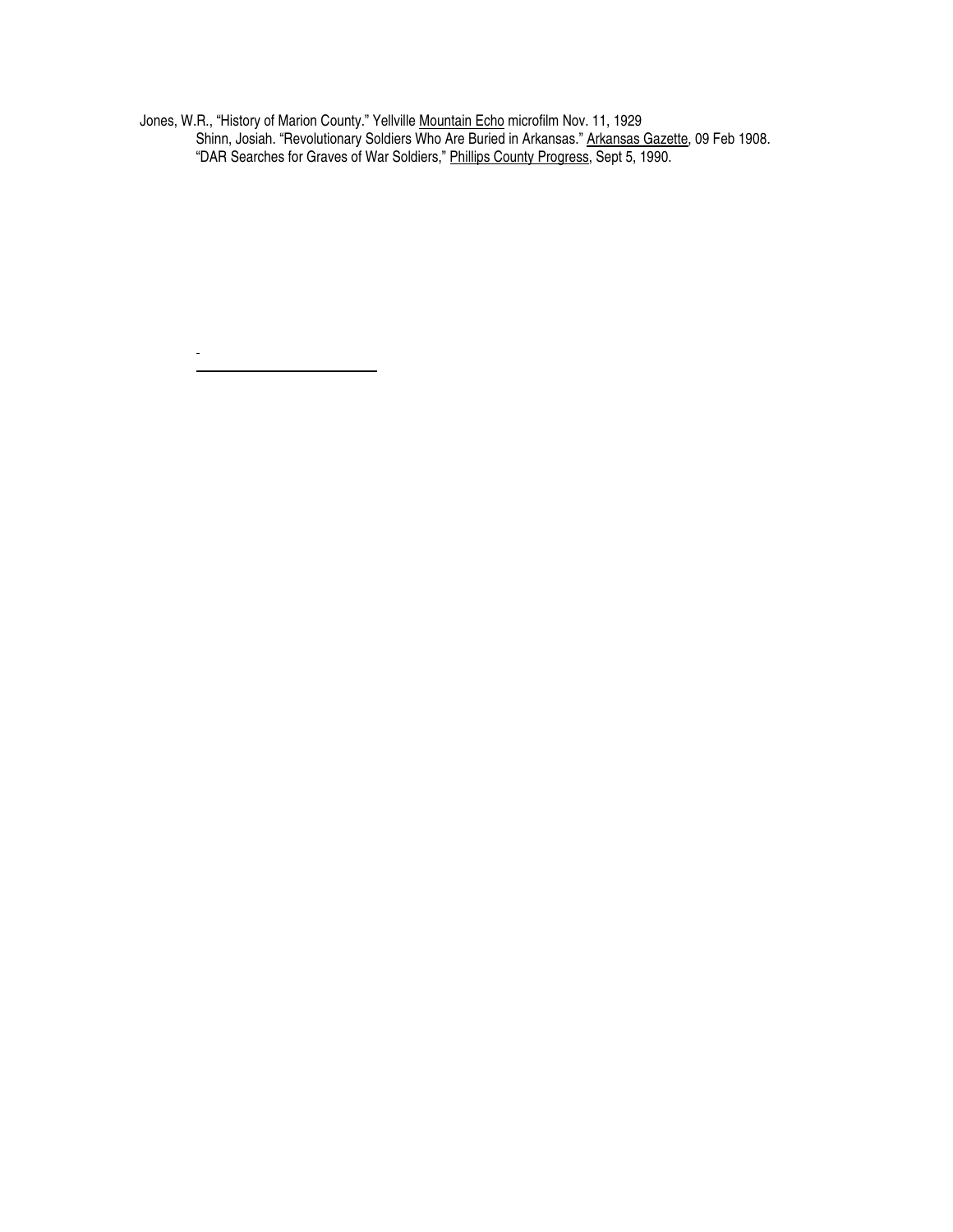Jones, W.R., "History of Marion County." Yellville <u>Mountain Echo</u> microfilm Nov. 11, 1929

Shinn, Josiah. "Revolutionary Soldiers Who Are Buried in Arkansas." <u>Arkansas Gazette</u>, 09 Feb 1908.

"DAR Searches for Graves of War Soldiers," <u>Phillips County Progress</u>, Sept 5, 1990.